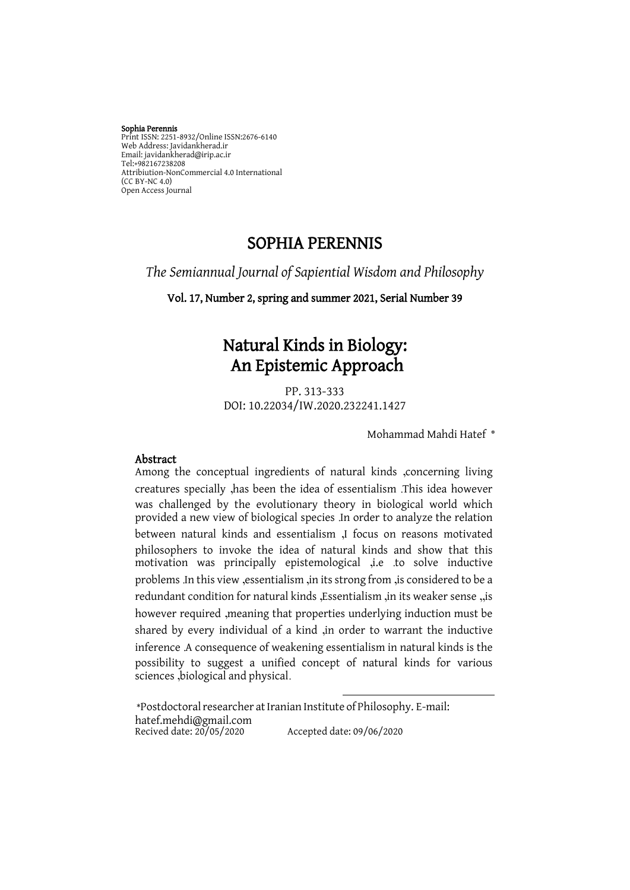**Sophia Perennis**
Print ISSN: 2251-8932/Online ISSN:2676-6140
Web Address: Javidankherad.ir
Email: javidankherad@irip.ac.ir
Tel:+982167238208
Attribiution-NonCommercial 4.0 International
(CC BY-NC 4.0)
Open Access Journal

# SOPHIA PERENNIS

*The Semiannual Journal of Sapiential Wisdom and Philosophy*

**Vol. 17, Number 2, spring and summer 2021, Serial Number 39**

# Natural Kinds in Biology: An Epistemic Approach

PP. 313-333
DOI: 10.22034/IW.2020.232241.1427

Mohammad Mahdi Hatef *

## Abstract

Among the conceptual ingredients of natural kinds ,concerning living creatures specially ,has been the idea of essentialism .This idea however was challenged by the evolutionary theory in biological world which provided a new view of biological species .In order to analyze the relation between natural kinds and essentialism ,I focus on reasons motivated philosophers to invoke the idea of natural kinds and show that this motivation was principally epistemological ,i.e .to solve inductive problems .In this view ,essentialism ,in its strong from ,is considered to be a redundant condition for natural kinds ,Essentialism ,in its weaker sense ,,is however required ,meaning that properties underlying induction must be shared by every individual of a kind ,in order to warrant the inductive inference .A consequence of weakening essentialism in natural kinds is the possibility to suggest a unified concept of natural kinds for various sciences ,biological and physical.

*Postdoctoral researcher at Iranian Institute of Philosophy. E-mail: hatef.mehdi@gmail.com
Recived date: 20/05/2020 Accepted date: 09/06/2020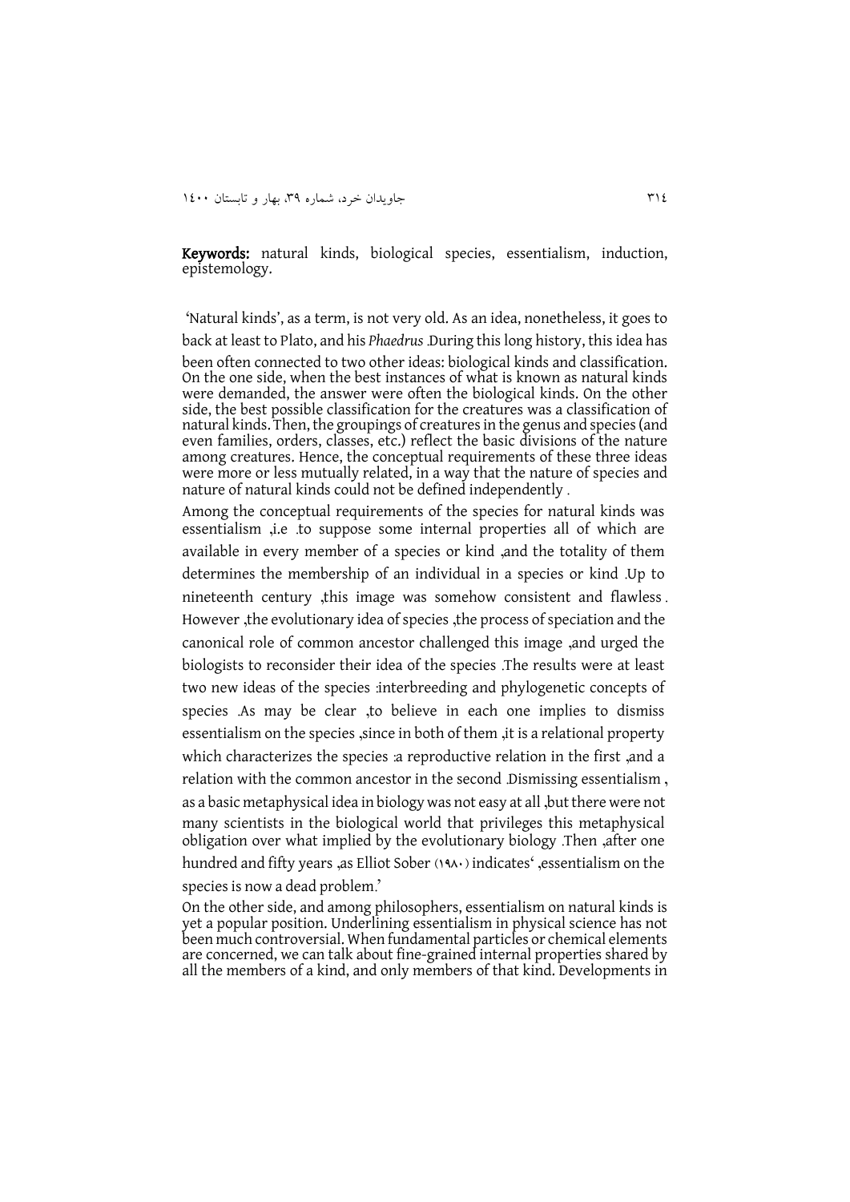**Keywords:** natural kinds, biological species, essentialism, induction, epistemology.

'Natural kinds', as a term, is not very old. As an idea, nonetheless, it goes to back at least to Plato, and his *Phaedrus* .During this long history, this idea has been often connected to two other ideas: biological kinds and classification. On the one side, when the best instances of what is known as natural kinds were demanded, the answer were often the biological kinds. On the other side, the best possible classification for the creatures was a classification of natural kinds. Then, the groupings of creatures in the genus and species (and even families, orders, classes, etc.) reflect the basic divisions of the nature among creatures. Hence, the conceptual requirements of these three ideas were more or less mutually related, in a way that the nature of species and nature of natural kinds could not be defined independently .

Among the conceptual requirements of the species for natural kinds was essentialism ,i.e .to suppose some internal properties all of which are available in every member of a species or kind ,and the totality of them determines the membership of an individual in a species or kind .Up to nineteenth century ,this image was somehow consistent and flawless . However ,the evolutionary idea of species ,the process of speciation and the canonical role of common ancestor challenged this image ,and urged the biologists to reconsider their idea of the species .The results were at least two new ideas of the species :interbreeding and phylogenetic concepts of species .As may be clear ,to believe in each one implies to dismiss essentialism on the species ,since in both of them ,it is a relational property which characterizes the species :a reproductive relation in the first ,and a relation with the common ancestor in the second .Dismissing essentialism , as a basic metaphysical idea in biology was not easy at all ,but there were not many scientists in the biological world that privileges this metaphysical obligation over what implied by the evolutionary biology .Then ,after one hundred and fifty years ,as Elliot Sober (۱۹۸۰) indicates' ,essentialism on the species is now a dead problem.'

On the other side, and among philosophers, essentialism on natural kinds is yet a popular position. Underlining essentialism in physical science has not been much controversial. When fundamental particles or chemical elements are concerned, we can talk about fine-grained internal properties shared by all the members of a kind, and only members of that kind. Developments in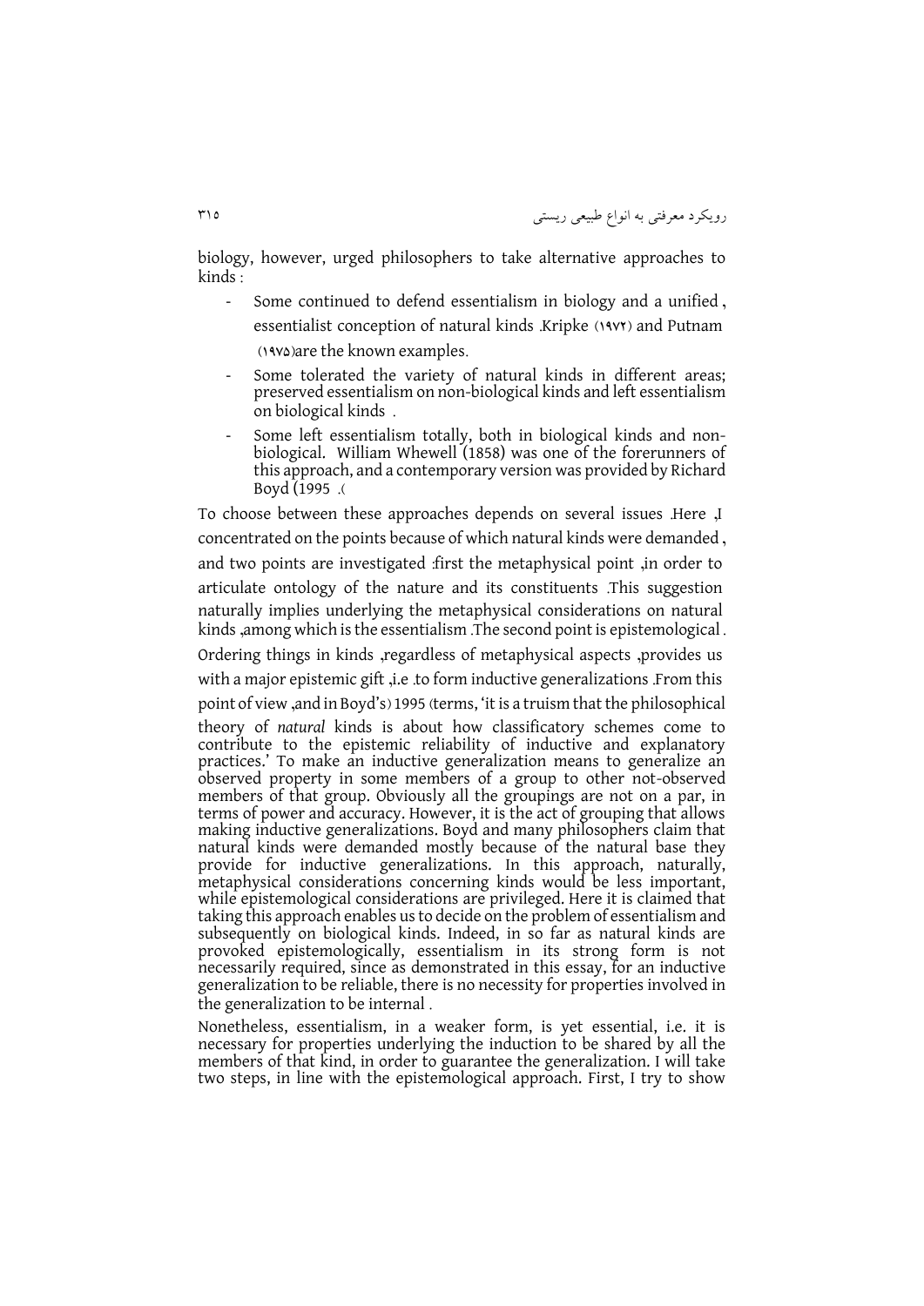biology, however, urged philosophers to take alternative approaches to kinds :

- Some continued to defend essentialism in biology and a unified , essentialist conception of natural kinds .Kripke (۱۹۷۲) and Putnam (۱۹۷۵)are the known examples.
- Some tolerated the variety of natural kinds in different areas; preserved essentialism on non-biological kinds and left essentialism on biological kinds .
- Some left essentialism totally, both in biological kinds and non-biological. William Whewell (1858) was one of the forerunners of this approach, and a contemporary version was provided by Richard Boyd (1995 .(

To choose between these approaches depends on several issues .Here ,I concentrated on the points because of which natural kinds were demanded , and two points are investigated :first the metaphysical point ,in order to articulate ontology of the nature and its constituents .This suggestion naturally implies underlying the metaphysical considerations on natural kinds ,among which is the essentialism .The second point is epistemological . Ordering things in kinds ,regardless of metaphysical aspects ,provides us with a major epistemic gift ,i.e .to form inductive generalizations .From this point of view ,and in Boyd's) 1995 (terms, 'it is a truism that the philosophical theory of *natural* kinds is about how classificatory schemes come to contribute to the epistemic reliability of inductive and explanatory practices.' To make an inductive generalization means to generalize an observed property in some members of a group to other not-observed members of that group. Obviously all the groupings are not on a par, in terms of power and accuracy. However, it is the act of grouping that allows making inductive generalizations. Boyd and many philosophers claim that natural kinds were demanded mostly because of the natural base they provide for inductive generalizations. In this approach, naturally, metaphysical considerations concerning kinds would be less important, while epistemological considerations are privileged. Here it is claimed that taking this approach enables us to decide on the problem of essentialism and subsequently on biological kinds. Indeed, in so far as natural kinds are provoked epistemologically, essentialism in its strong form is not necessarily required, since as demonstrated in this essay, for an inductive generalization to be reliable, there is no necessity for properties involved in the generalization to be internal .

Nonetheless, essentialism, in a weaker form, is yet essential, i.e. it is necessary for properties underlying the induction to be shared by all the members of that kind, in order to guarantee the generalization. I will take two steps, in line with the epistemological approach. First, I try to show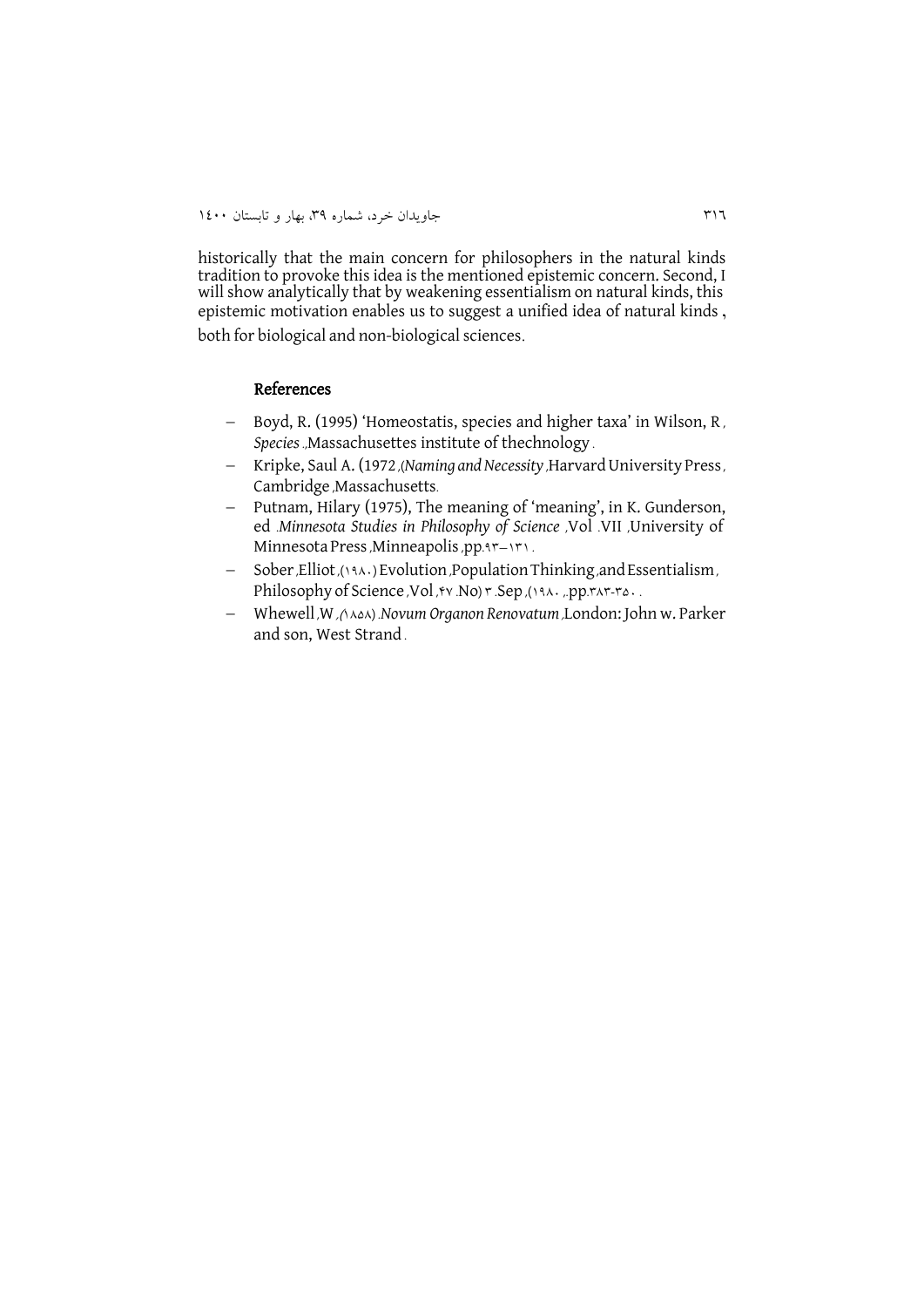historically that the main concern for philosophers in the natural kinds tradition to provoke this idea is the mentioned epistemic concern. Second, I will show analytically that by weakening essentialism on natural kinds, this epistemic motivation enables us to suggest a unified idea of natural kinds , both for biological and non-biological sciences.

## References

- Boyd, R. (1995) 'Homeostatis, species and higher taxa' in Wilson, R , *Species* ,.Massachusettes institute of thechnology .
- Kripke, Saul A. (1972 ,(*Naming and Necessity* ,Harvard University Press , Cambridge ,Massachusetts.
- Putnam, Hilary (1975), The meaning of 'meaning', in K. Gunderson, ed .*Minnesota Studies in Philosophy of Science* ,Vol .VII ,University of Minnesota Press ,Minneapolis ,pp.۹۳–۱۳۱ .
- Sober ,Elliot ,(۱۹۸۰) Evolution ,Population Thinking ,and Essentialism , Philosophy of Science ,Vol ,۴۷ .No) ۳ .Sep ,(۱۹۸۰ ,.pp.۳۸۳-۳۵۰ .
- Whewell ,W ,(۱۸۵۸) .*Novum Organon Renovatum* ,London: John w. Parker and son, West Strand .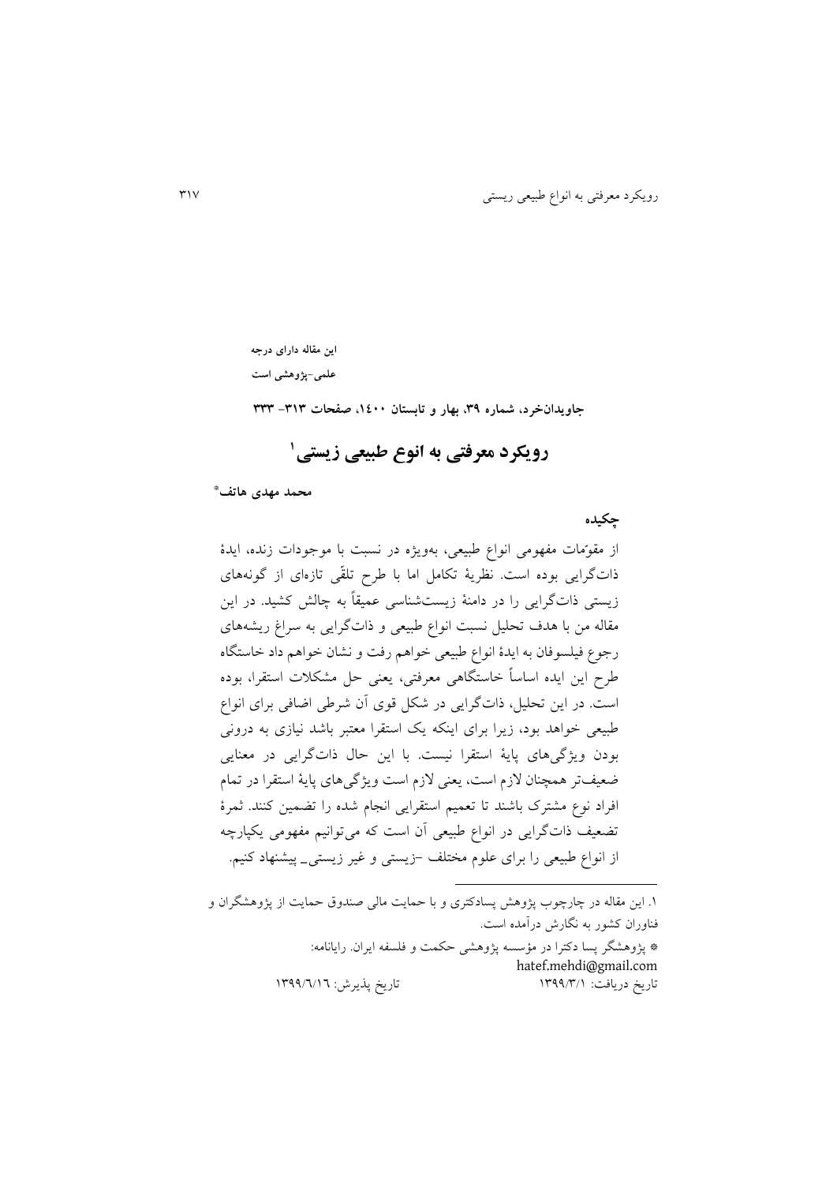**این مقاله دارای درجه**

**علمی-پژوهشی است**

**جاویدان‌خرد، شماره ۳۹، بهار و تابستان ۱۴۰۰، صفحات ۳۱۳- ۳۳۳**

# رویکرد معرفتی به انوع طبیعی زیستی[1]

**محمد مهدی هاتف***

## چکیده

از مقوّمات مفهومی انواع طبیعی، به‌ویژه در نسبت با موجودات زنده، ایدهٔ ذات‌گرایی بوده است. نظریهٔ تکامل اما با طرح تلقّی تازه‌ای از گونه‌های زیستی ذات‌گرایی را در دامنهٔ زیست‌شناسی عمیقاً به چالش کشید. در این مقاله من با هدف تحلیل نسبت انواع طبیعی و ذات‌گرایی به سراغ ریشه‌های رجوع فیلسوفان به ایدهٔ انواع طبیعی خواهم رفت و نشان خواهم داد خاستگاه طرح این ایده اساساً خاستگاهی معرفتی، یعنی حل مشکلات استقرا، بوده است. در این تحلیل، ذات‌گرایی در شکل قوی آن شرطی اضافی برای انواع طبیعی خواهد بود، زیرا برای اینکه یک استقرا معتبر باشد نیازی به درونی بودن ویژگی‌های پایهٔ استقرا نیست. با این حال ذات‌گرایی در معنایی ضعیف‌تر همچنان لازم است، یعنی لازم است ویژگی‌های پایهٔ استقرا در تمام افراد نوع مشترک باشند تا تعمیم استقرایی انجام شده را تضمین کنند. ثمرهٔ تضعیف ذات‌گرایی در انواع طبیعی آن است که می‌توانیم مفهومی یکپارچه از انواع طبیعی را برای علوم مختلف –زیستی و غیر زیستی\_ پیشنهاد کنیم.

---

۱. این مقاله در چارچوب پژوهش پسادکتری و با حمایت مالی صندوق حمایت از پژوهشگران و فناوران کشور به نگارش درآمده است.

* پژوهشگر پسا دکترا در مؤسسه پژوهشی حکمت و فلسفه ایران. رایانامه: hatef.mehdi@gmail.com

تاریخ دریافت: ۱۳۹۹/۳/۱ تاریخ پذیرش: ۱۳۹۹/۶/۱۶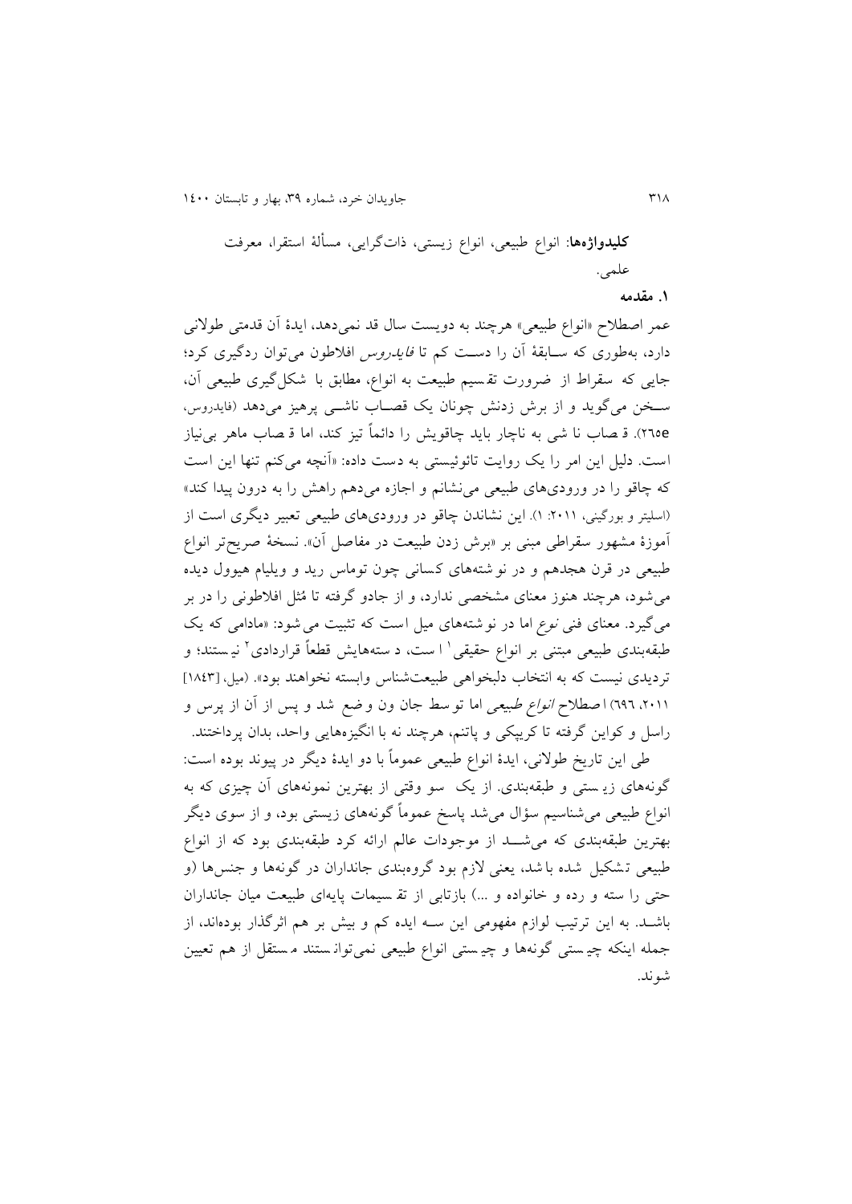**کلیدواژه‌ها**: انواع طبیعی، انواع زیستی، ذات‌گرایی، مسألهٔ استقرا، معرفت علمی.

## ۱. مقدمه

عمر اصطلاح «انواع طبیعی» هرچند به دویست سال قد نمی‌دهد، ایدهٔ آن قدمتی طولانی دارد، به‌طوری که سابقهٔ آن را دست کم تا *فایدروس* افلاطون می‌توان ردگیری کرد؛ جایی که سقراط از ضرورت تقسیم طبیعت به انواع، مطابق با شکل‌گیری طبیعی آن، سخن می‌گوید و از برش زدنش چونان یک قصاب ناشی پرهیز می‌دهد (فایدروس، 265e). قصاب ناشی به ناچار باید چاقویش را دائماً تیز کند، اما قصاب ماهر بی‌نیاز است. دلیل این امر را یک روایت تائوئیستی به دست داده: «آنچه می‌کنم تنها این است که چاقو را در ورودی‌های طبیعی می‌نشانم و اجازه می‌دهم راهش را به درون پیدا کند» (اسلیتر و بورگینی، ۲۰۱۱: ۱). این نشاندن چاقو در ورودی‌های طبیعی تعبیر دیگری است از آموزهٔ مشهور سقراطی مبنی بر «برش زدن طبیعت در مفاصل آن». نسخهٔ صریح‌تر انواع طبیعی در قرن هجدهم و در نوشته‌های کسانی چون توماس رید و ویلیام هیوول دیده می‌شود، هرچند هنوز معنای مشخصی ندارد، و از جادو گرفته تا مُثل افلاطونی را در بر می‌گیرد. معنای فنی *نوع* اما در نوشته‌های میل است که تثبیت می‌شود: «مادامی که یک طبقه‌بندی طبیعی مبتنی بر انواع حقیقی[1] است، دسته‌هایش قطعاً قراردادی[2] نیستند؛ و تردیدی نیست که به انتخاب دلبخواهی طبیعت‌شناس وابسته نخواهند بود». (میل، [۱۸۴۳] ۲۰۱۱، ۶۹۶) اصطلاح *انواع طبیعی* اما توسط جان ون وضع شد و پس از آن از پرس و راسل و کواین گرفته تا کریپکی و پاتنم، هرچند نه با انگیزه‌هایی واحد، بدان پرداختند.

طی این تاریخ طولانی، ایدهٔ انواع طبیعی عموماً با دو ایدهٔ دیگر در پیوند بوده است: گونه‌های زیستی و طبقه‌بندی. از یک سو وقتی از بهترین نمونه‌های آن چیزی که به انواع طبیعی می‌شناسیم سؤال می‌شد پاسخ عموماً گونه‌های زیستی بود، و از سوی دیگر بهترین طبقه‌بندی که می‌شد از موجودات عالم ارائه کرد طبقه‌بندی بود که از انواع طبیعی تشکیل شده باشد، یعنی لازم بود گروه‌بندی جانداران در گونه‌ها و جنس‌ها (و حتی راسته و رده و خانواده و ...) بازتابی از تقسیمات پایه‌ای طبیعت میان جانداران باشد. به این ترتیب لوازم مفهومی این سه ایده کم و بیش بر هم اثرگذار بوده‌اند، از جمله اینکه چیستی گونه‌ها و چیستی انواع طبیعی نمی‌توانستند مستقل از هم تعیین شوند.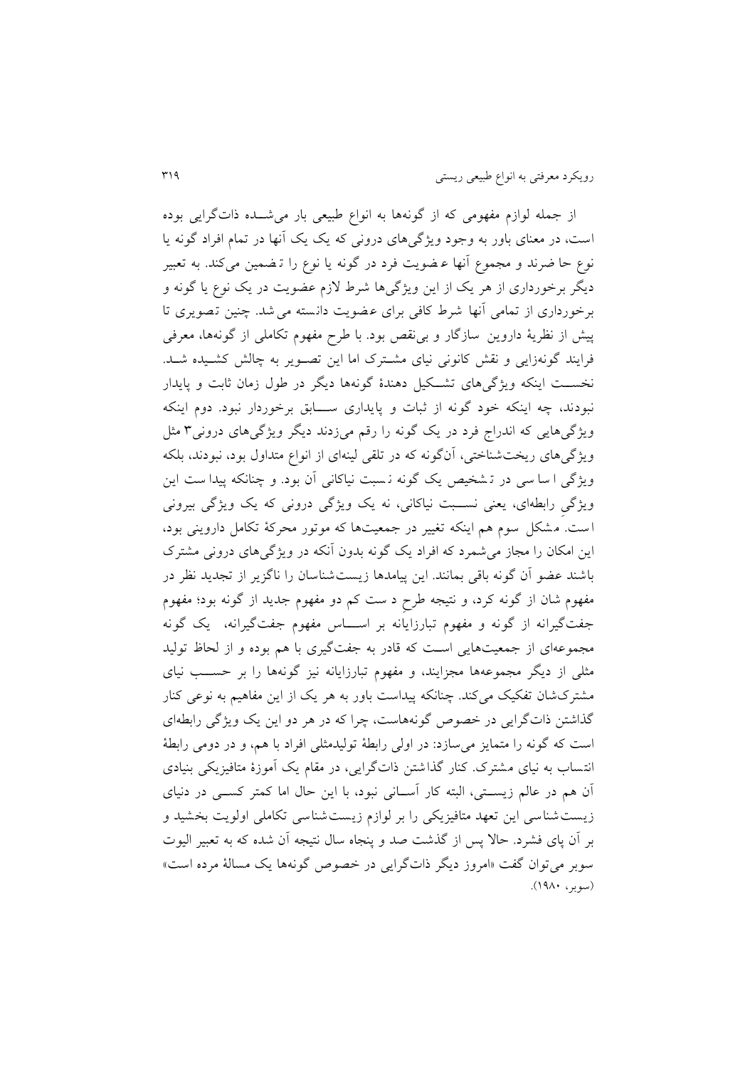از جمله لوازم مفهومی که از گونه‌ها به انواع طبیعی بار می‌شــده ذات‌گرایی بوده است، در معنای باور به وجود ویژگی‌های درونی که یک یک آنها در تمام افراد گونه یا نوع حاضرند و مجموع آنها عضویت فرد در گونه یا نوع را تضمین می‌کند. به تعبیر دیگر برخورداری از هر یک از این ویژگی‌ها شرط لازم عضویت در یک نوع یا گونه و برخورداری از تمامی آنها شرط کافی برای عضویت دانسته می‌شد. چنین تصویری تا پیش از نظریهٔ داروین سازگار و بی‌نقص بود. با طرح مفهوم تکاملی از گونه‌ها، معرفی فرایند گونه‌زایی و نقش کانونی نیای مشـترک اما این تصـویر به چالش کشـیده شـد. نخســت اینکه ویژگی‌های تشــکیل دهندهٔ گونه‌ها دیگر در طول زمان ثابت و پایدار نبودند، چه اینکه خود گونه از ثبات و پایداری ســابق برخوردار نبود. دوم اینکه ویژگی‌هایی که اندراج فرد در یک گونه را رقم می‌زدند دیگر ویژگی‌های درونی[3] مثل ویژگی‌های ریخت‌شناختی، آن‌گونه که در تلقی لینه‌ای از انواع متداول بود، نبودند، بلکه ویژگی اساسی در تشخیص یک گونه نسبت نیاکانی آن بود. و چنانکه پیداست این ویژگیِ رابطه‌ای، یعنی نســبت نیاکانی، نه یک ویژگی درونی که یک ویژگی بیرونی است. مشکل سوم هم اینکه تغییر در جمعیت‌ها که موتور محرکهٔ تکامل داروینی بود، این امکان را مجاز می‌شمرد که افراد یک گونه بدون آنکه در ویژگی‌های درونی مشترک باشند عضو آن گونه باقی بمانند. این پیامدها زیست‌شناسان را ناگزیر از تجدید نظر در مفهوم شان از گونه کرد، و نتیجه طرحِ دست کم دو مفهوم جدید از گونه بود؛ مفهوم جفت‌گیرانه از گونه و مفهوم تبارزایانه بر اســـاس مفهوم جفت‌گیرانه، یک گونه مجموعه‌ای از جمعیت‌هایی اســت که قادر به جفت‌گیری با هم بوده و از لحاظ تولید مثلی از دیگر مجموعه‌ها مجزایند، و مفهوم تبارزایانه نیز گونه‌ها را بر حســـب نیای مشترک‌شان تفکیک می‌کند. چنانکه پیداست باور به هر یک از این مفاهیم به نوعی کنار گذاشتن ذات‌گرایی در خصوص گونه‌هاست، چرا که در هر دو این یک ویژگی رابطه‌ای است که گونه را متمایز می‌سازد: در اولی رابطهٔ تولیدمثلی افراد با هم، و در دومی رابطهٔ انتساب به نیای مشترک. کنار گذاشتن ذات‌گرایی، در مقام یک آموزهٔ متافیزیکی بنیادی آن هم در عالم زیســتی، البته کار آســانی نبود، با این حال اما کمتر کســی در دنیای زیست‌شناسی این تعهد متافیزیکی را بر لوازم زیست‌شناسی تکاملی اولویت بخشید و بر آن پای فشرد. حالا پس از گذشت صد و پنجاه سال نتیجه آن شده که به تعبیر الیوت سوبر می‌توان گفت «امروز دیگر ذات‌گرایی در خصوص گونه‌ها یک مسالهٔ مرده است» (سوبر، ۱۹۸۰).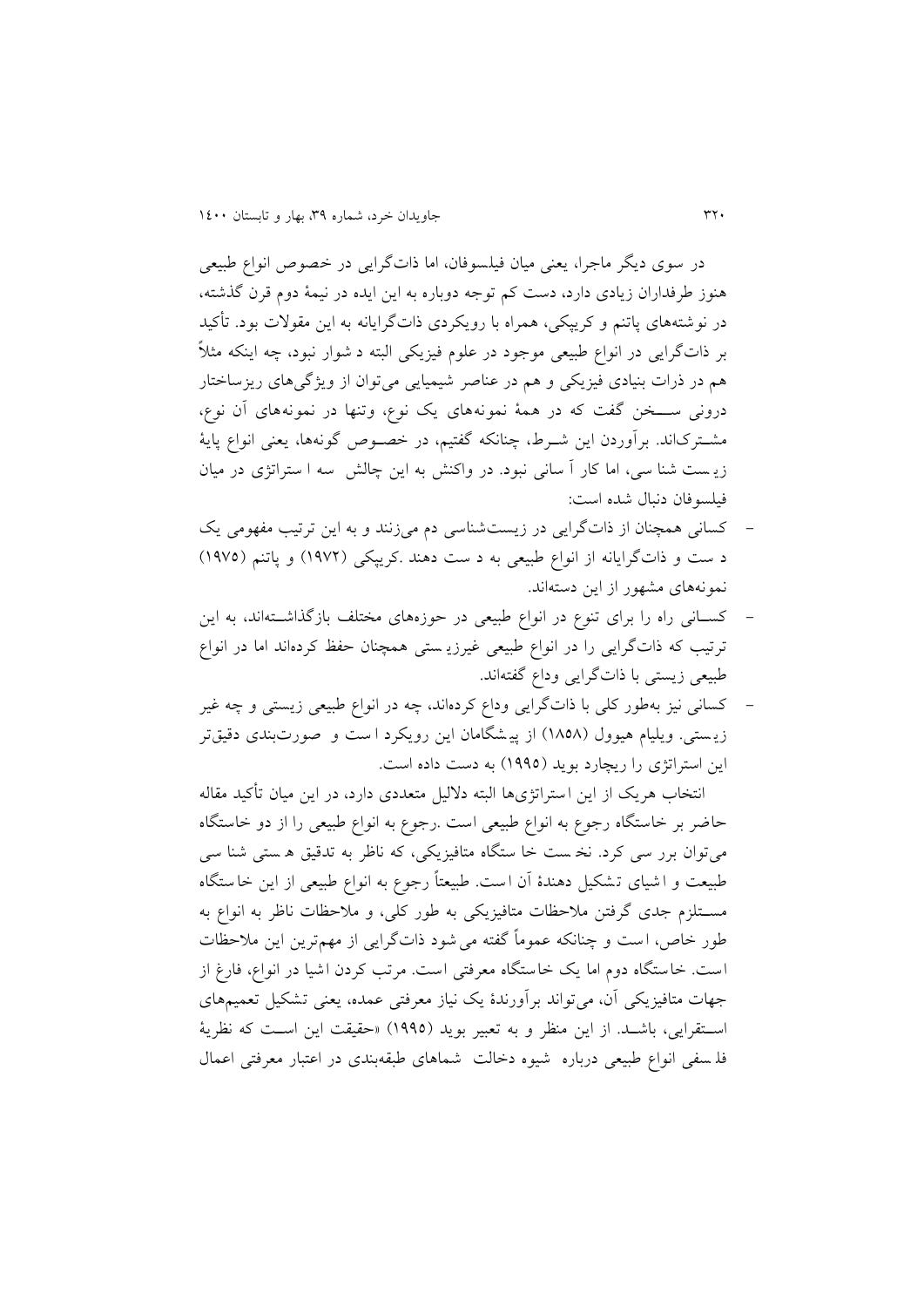در سوی دیگر ماجرا، یعنی میان فیلسوفان، اما ذات‌گرایی در خصوص انواع طبیعی هنوز طرفداران زیادی دارد، دست کم توجه دوباره به این ایده در نیمهٔ دوم قرن گذشته، در نوشته‌های پاتنم و کریپکی، همراه با رویکردی ذات‌گرایانه به این مقولات بود. تأکید بر ذات‌گرایی در انواع طبیعی موجود در علوم فیزیکی البته دشوار نبود، چه اینکه مثلاً هم در ذرات بنیادی فیزیکی و هم در عناصر شیمیایی می‌توان از ویژگی‌های ریزساختار درونی سخن گفت که در همهٔ نمونه‌های یک نوع، وتنها در نمونه‌های آن نوع، مشترک‌اند. برآوردن این شرط، چنانکه گفتیم، در خصوص گونه‌ها، یعنی انواع پایهٔ زیست‌شناسی، اما کار آسانی نبود. در واکنش به این چالش سه استراتژی در میان فیلسوفان دنبال شده است:

- کسانی همچنان از ذات‌گرایی در زیست‌شناسی دم می‌زنند و به این ترتیب مفهومی یک دست و ذات‌گرایانه از انواع طبیعی به دست دهند .کریپکی (۱۹۷۲) و پاتنم (۱۹۷۵) نمونه‌های مشهور از این دسته‌اند.
- کسانی راه را برای تنوع در انواع طبیعی در حوزه‌های مختلف بازگذاشته‌اند، به این ترتیب که ذات‌گرایی را در انواع طبیعی غیرزیستی همچنان حفظ کرده‌اند اما در انواع طبیعی زیستی با ذات‌گرایی وداع گفته‌اند.
- کسانی نیز به‌طور کلی با ذات‌گرایی وداع کرده‌اند، چه در انواع طبیعی زیستی و چه غیر زیستی. ویلیام هیوول (۱۸۵۸) از پیشگامان این رویکرد است و صورت‌بندی دقیق‌تر این استراتژی را ریچارد بوید (۱۹۹۵) به دست داده است.

انتخاب هریک از این استراتژی‌ها البته دلایل متعددی دارد، در این میان تأکید مقاله حاضر بر خاستگاه رجوع به انواع طبیعی است .رجوع به انواع طبیعی را از دو خاستگاه می‌توان بررسی کرد. نخست خاستگاه متافیزیکی، که ناظر به تدقیق هستی‌شناسی طبیعت و اشیای تشکیل دهندهٔ آن است. طبیعتاً رجوع به انواع طبیعی از این خاستگاه مستلزم جدی گرفتن ملاحظات متافیزیکی به طور کلی، و ملاحظات ناظر به انواع به طور خاص، است و چنانکه عموماً گفته می‌شود ذات‌گرایی از مهم‌ترین این ملاحظات است. خاستگاه دوم اما یک خاستگاه معرفتی است. مرتب کردن اشیا در انواع، فارغ از جهات متافیزیکی آن، می‌تواند برآورندهٔ یک نیاز معرفتی عمده، یعنی تشکیل تعمیم‌های استقرایی، باشد. از این منظر و به تعبیر بوید (۱۹۹۵) «حقیقت این است که نظریهٔ فلسفی انواع طبیعی درباره شیوه دخالت شماهای طبقه‌بندی در اعتبار معرفتی اعمال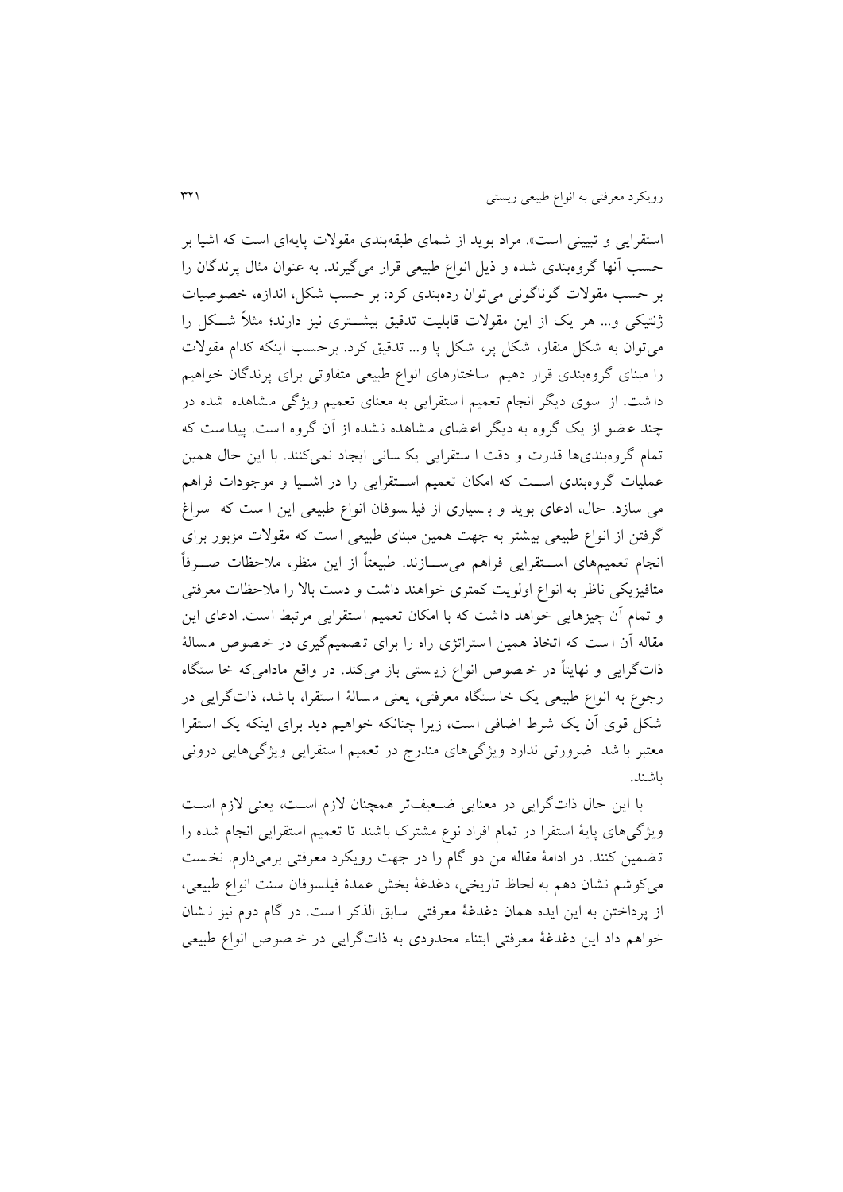استقرایی و تبیینی است». مراد بوید از شمای طبقه‌بندی مقولات پایه‌ای است که اشیا بر حسب آنها گروه‌بندی شده و ذیل انواع طبیعی قرار می‌گیرند. به عنوان مثال پرندگان را بر حسب مقولات گوناگونی می‌توان رده‌بندی کرد: بر حسب شکل، اندازه، خصوصیات ژنتیکی و... هر یک از این مقولات قابلیت تدقیق بیشتری نیز دارند؛ مثلاً شکل را می‌توان به شکل منقار، شکل پر، شکل پا و... تدقیق کرد. برحسب اینکه کدام مقولات را مبنای گروه‌بندی قرار دهیم ساختارهای انواع طبیعی متفاوتی برای پرندگان خواهیم داشت. از سوی دیگر انجام تعمیم استقرایی به معنای تعمیم ویژگی مشاهده شده در چند عضو از یک گروه به دیگر اعضای مشاهده نشده از آن گروه است. پیداست که تمام گروه‌بندی‌ها قدرت و دقت استقرایی یکسانی ایجاد نمی‌کنند. با این حال همین عملیات گروه‌بندی است که امکان تعمیم استقرایی را در اشیا و موجودات فراهم می سازد. حال، ادعای بوید و بسیاری از فیلسوفان انواع طبیعی این است که سراغ گرفتن از انواع طبیعی بیشتر به جهت همین مبنای طبیعی است که مقولات مزبور برای انجام تعمیم‌های استقرایی فراهم می‌سازند. طبیعتاً از این منظر، ملاحظات صرفاً متافیزیکی ناظر به انواع اولویت کمتری خواهند داشت و دست بالا را ملاحظات معرفتی و تمام آن چیزهایی خواهد داشت که با امکان تعمیم استقرایی مرتبط است. ادعای این مقاله آن است که اتخاذ همین استراتژی راه را برای تصمیم‌گیری در خصوص مسالهٔ ذات‌گرایی و نهایتاً در خصوص انواع زیستی باز می‌کند. در واقع مادامی‌که خاستگاه رجوع به انواع طبیعی یک خاستگاه معرفتی، یعنی مسالهٔ استقرا، باشد، ذات‌گرایی در شکل قوی آن یک شرط اضافی است، زیرا چنانکه خواهیم دید برای اینکه یک استقرا معتبر باشد ضرورتی ندارد ویژگی‌های مندرج در تعمیم استقرایی ویژگی‌هایی درونی باشند.

با این حال ذات‌گرایی در معنایی ضعیف‌تر همچنان لازم است، یعنی لازم است ویژگی‌های پایهٔ استقرا در تمام افراد نوع مشترک باشند تا تعمیم استقرایی انجام شده را تضمین کنند. در ادامهٔ مقاله من دو گام را در جهت رویکرد معرفتی برمی‌دارم. نخست می‌کوشم نشان دهم به لحاظ تاریخی، دغدغهٔ بخش عمدهٔ فیلسوفان سنت انواع طبیعی، از پرداختن به این ایده همان دغدغهٔ معرفتی سابق الذکر است. در گام دوم نیز نشان خواهم داد این دغدغهٔ معرفتی ابتناء محدودی به ذات‌گرایی در خصوص انواع طبیعی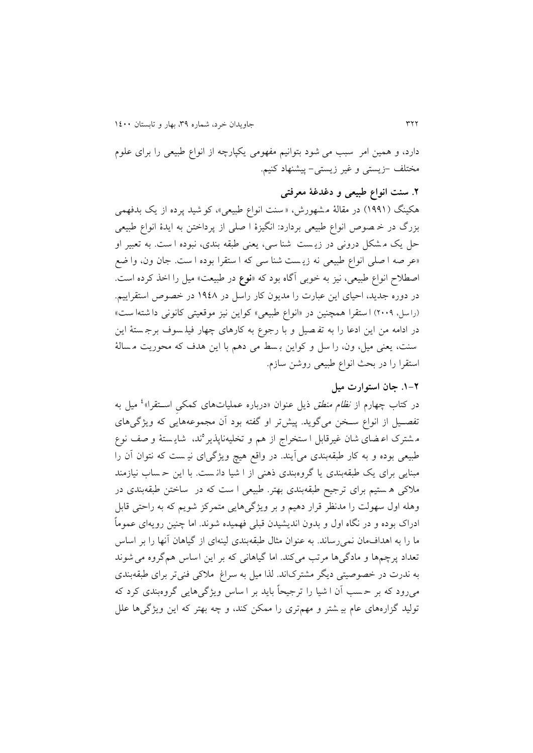دارد، و همین امر سبب می شود بتوانیم مفهومی یکپارچه از انواع طبیعی را برای علوم مختلف -زیستی و غیر زیستی- پیشنهاد کنیم.

## ۲. سنت انواع طبیعی و دغدغهٔ معرفتی

هکینگ (۱۹۹۱) در مقالهٔ مشهورش، «سنت انواع طبیعی»، کوشید پرده از یک بدفهمی بزرگ در خصوص انواع طبیعی بردارد: انگیزهٔ اصلی از پرداختن به ایدهٔ انواع طبیعی حل یک مشکل درونی در زیست شناسی، یعنی طبقه بندی، نبوده است. به تعبیر او «عرصه اصلی انواع طبیعی نه زیست شناسی که استقرا بوده است. جان ون، واضع اصطلاح انواع طبیعی، نیز به خوبی آگاه بود که «**نوع** در طبیعت» میل را اخذ کرده است. در دوره جدید، احیای این عبارت را مدیون کار راسل در ۱۹٤۸ در خصوص استقراییم. (راسل، ۲۰۰۹) استقرا همچنین در «انواع طبیعی» کواین نیز موقعیتی کانونی داشته است» در ادامه من این ادعا را به تفصیل و با رجوع به کارهای چهار فیلسوف برجستهٔ این سنت، یعنی میل، ون، راسل و کواین بسط می دهم با این هدف که محوریت مسالهٔ استقرا را در بحث انواع طبیعی روشن سازم.

### ۲-۱. جان استوارت میل

در کتاب چهارم از *نظام منطق* ذیل عنوان «درباره عملیات‌های کمکیِ استقرا»[4] میل به تفصیل از انواع سخن می‌گوید. پیش‌تر او گفته بود آن مجموعه‌هایی که ویژگی‌های مشترک اعضای شان غیرقابل استخراج از هم و تخلیه‌ناپذیرند، شایستهٔ وصف نوع طبیعی بوده و به کار طبقه‌بندی می‌آیند. در واقع هیچ ویژگی‌ای نیست که نتوان آن را مبنایی برای یک طبقه‌بندی یا گروه‌بندی ذهنی از اشیا دانست. با این حساب نیازمند ملاکی هستیم برای ترجیح طبقه‌بندی بهتر. طبیعی است که در ساختن طبقه‌بندی در وهله اول سهولت را مدنظر قرار دهیم و بر ویژگی‌هایی متمرکز شویم که به راحتی قابل ادراک بوده و در نگاه اول و بدون اندیشیدن قبلی فهمیده شوند. اما چنین رویه‌ای عموماً ما را به اهداف‌مان نمی‌رساند. به عنوان مثال طبقه‌بندی لینه‌ای از گیاهان آنها را بر اساس تعداد پرچم‌ها و مادگی‌ها مرتب می‌کند. اما گیاهانی که بر این اساس هم‌گروه می شوند به ندرت در خصوصیتی دیگر مشترک‌اند. لذا میل به سراغ ملاکی فنی‌تر برای طبقه‌بندی می‌رود که بر حسب آن اشیا را ترجیحاً باید بر اساس ویژگی‌هایی گروه‌بندی کرد که تولید گزاره‌های عام بیشتر و مهم‌تری را ممکن کند، و چه بهتر که این ویژگی‌ها علل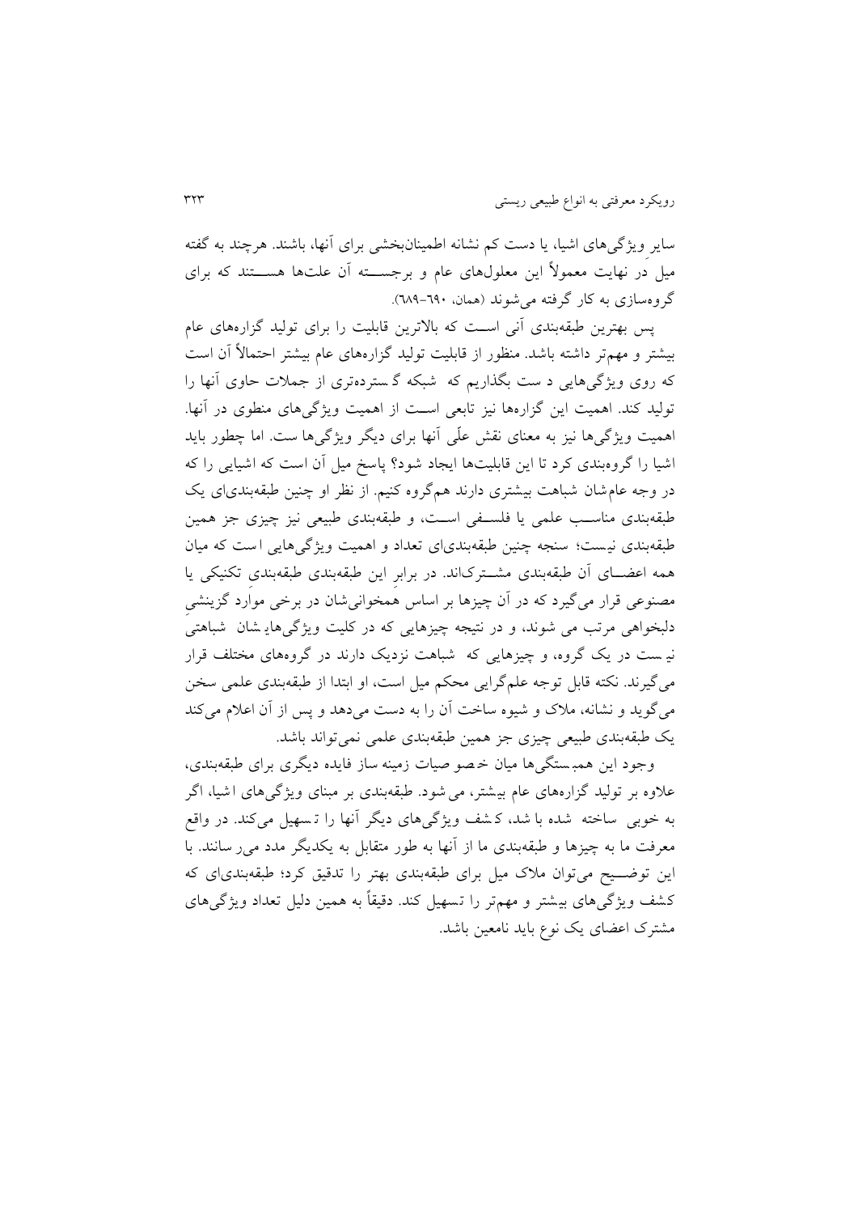سایرِ ویژگی‌های اشیا، یا دست کم نشانه اطمینان‌بخشی برای آنها، باشند. هرچند به گفته میل در نهایت معمولاً این معلول‌های عام و برجسته آن علت‌ها هستند که برای گروه‌سازی به کار گرفته می‌شوند (همان، ٦٩٠-٦٨٩).

پس بهترین طبقه‌بندی آنی است که بالاترین قابلیت را برای تولید گزاره‌های عام بیشتر و مهم‌تر داشته باشد. منظور از قابلیت تولید گزاره‌های عام بیشتر احتمالاً آن است که روی ویژگی‌هایی دست بگذاریم که شبکه گسترده‌تری از جملات حاوی آنها را تولید کند. اهمیت این گزاره‌ها نیز تابعی است از اهمیت ویژگی‌های منطوی در آنها. اهمیت ویژگی‌ها نیز به معنای نقش علّی آنها برای دیگر ویژگی‌ها ست. اما چطور باید اشیا را گروه‌بندی کرد تا این قابلیت‌ها ایجاد شود؟ پاسخ میل آن است که اشیایی را که در وجه عام‌شان شباهت بیشتری دارند هم‌گروه کنیم. از نظر او چنین طبقه‌بندی‌ای یک طبقه‌بندی مناسب علمی یا فلسفی است، و طبقه‌بندی طبیعی نیز چیزی جز همین طبقه‌بندی نیست؛ سنجه چنین طبقه‌بندی‌ای تعداد و اهمیت ویژگی‌هایی است که میان همه اعضای آن طبقه‌بندی مشترک‌اند. در برابرِ این طبقه‌بندی طبقه‌بندیِ تکنیکی یا مصنوعی قرار می‌گیرد که در آن چیزها بر اساس همخوانی‌شان در برخی مواردِ گزینشیِ دلبخواهی مرتب می شوند، و در نتیجه چیزهایی که در کلیت ویژگی‌های‌شان شباهتی نیست در یک گروه، و چیزهایی که شباهت نزدیک دارند در گروه‌های مختلف قرار می‌گیرند. نکته قابل توجه علم‌گرایی محکم میل است، او ابتدا از طبقه‌بندی علمی سخن می‌گوید و نشانه، ملاک و شیوه ساخت آن را به دست می‌دهد و پس از آن اعلام می‌کند یک طبقه‌بندی طبیعی چیزی جز همین طبقه‌بندی علمی نمی‌تواند باشد.

وجود این همبستگی‌ها میان خصوصیات زمینه ساز فایده دیگری برای طبقه‌بندی، علاوه بر تولید گزاره‌های عام بیشتر، می‌شود. طبقه‌بندی بر مبنای ویژگی‌های اشیا، اگر به خوبی ساخته شده باشد، کشف ویژگی‌های دیگر آنها را تسهیل می‌کند. در واقع معرفت ما به چیزها و طبقه‌بندی ما از آنها به طور متقابل به یکدیگر مدد می‌رسانند. با این توضیح می‌توان ملاک میل برای طبقه‌بندی بهتر را تدقیق کرد؛ طبقه‌بندی‌ای که کشف ویژگی‌های بیشتر و مهم‌تر را تسهیل کند. دقیقاً به همین دلیل تعداد ویژگی‌های مشترک اعضای یک نوع باید نامعین باشد.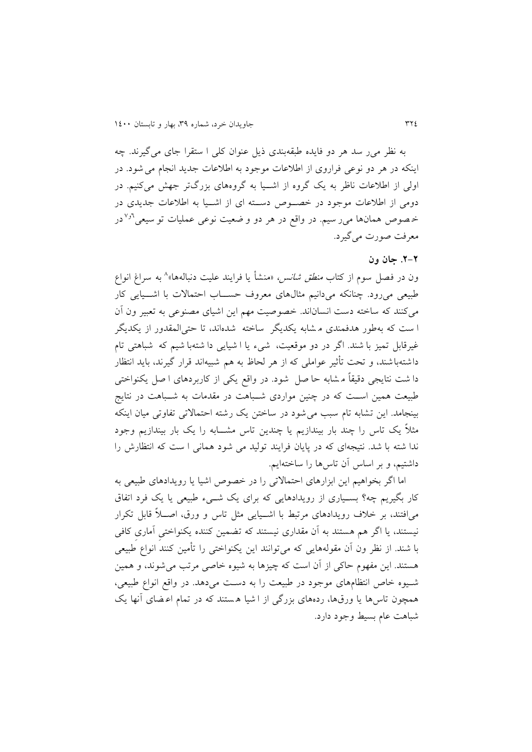به نظر می‌رسد هر دو فایده طبقه‌بندی ذیل عنوان کلی استقرا جای می‌گیرند. چه اینکه در هر دو نوعی فراروی از اطلاعات موجود به اطلاعات جدید انجام می‌شود. در اولی از اطلاعات ناظر به یک گروه از اشیا به گروه‌های بزرگ‌تر جهش می‌کنیم. در دومی از اطلاعات موجود در خصوص دسته ای از اشیا به اطلاعات جدیدی در خصوص همان‌ها می‌رسیم. در واقع در هر دو وضعیت نوعی عملیات توسیعی[6و7] در معرفت صورت می‌گیرد.

## ۲-۲. جان ون

ون در فصل سوم از کتاب *منطق شانس*، «منشأ یا فرایند علیت دنباله‌ها»[8] به سراغ انواع طبیعی می‌رود. چنانکه می‌دانیم مثال‌های معروف حساب احتمالات با اشیایی کار می‌کنند که ساخته دست انسان‌اند. خصوصیت مهم این اشیای مصنوعی به تعبیر ون آن است که به‌طور هدفمندی مشابه یکدیگر ساخته شده‌اند، تا حتی‌المقدور از یکدیگر غیرقابل تمیز باشند. اگر در دو موقعیت، شیء یا اشیایی داشته‌باشیم که شباهتی تام داشته‌باشند، و تحت تأثیر عواملی که از هر لحاظ به هم شبیه‌اند قرار گیرند، باید انتظار داشت نتایجی دقیقاً مشابه حاصل شود. در واقع یکی از کاربردهای اصل یکنواختی طبیعت همین است که در چنین مواردی شباهت در مقدمات به شباهت در نتایج بینجامد. این تشابه تام سبب می‌شود در ساختن یک رشته احتمالاتی تفاوتی میان اینکه مثلاً یک تاس را چند بار بیندازیم یا چندین تاس مشابه را یک بار بیندازیم وجود نداشته باشد. نتیجه‌ای که در پایان فرایند تولید می شود همانی است که انتظارش را داشتیم، و بر اساس آن تاس‌ها را ساخته‌ایم.

اما اگر بخواهیم این ابزارهای احتمالاتی را در خصوص اشیا یا رویدادهای طبیعی به کار بگیریم چه؟ بسیاری از رویدادهایی که برای یک شیء طبیعی یا یک فرد اتفاق می‌افتند، بر خلاف رویدادهای مرتبط با اشیایی مثل تاس و ورق، اصلاً قابل تکرار نیستند، یا اگر هم هستند به آن مقداری نیستند که تضمین کننده یکنواختیِ آماریِ کافی باشند. از نظر ون آن مقوله‌هایی که می‌توانند این یکنواختی را تأمین کنند انواعِ طبیعی هستند. این مفهوم حاکی از آن است که چیزها به شیوه خاصی مرتب می‌شوند، و همین شیوه خاص انتظام‌های موجود در طبیعت را به دست می‌دهد. در واقع انواع طبیعی، همچون تاس‌ها یا ورق‌ها، رده‌های بزرگی از اشیا هستند که در تمام اعضای آنها یک شباهت عام بسیط وجود دارد.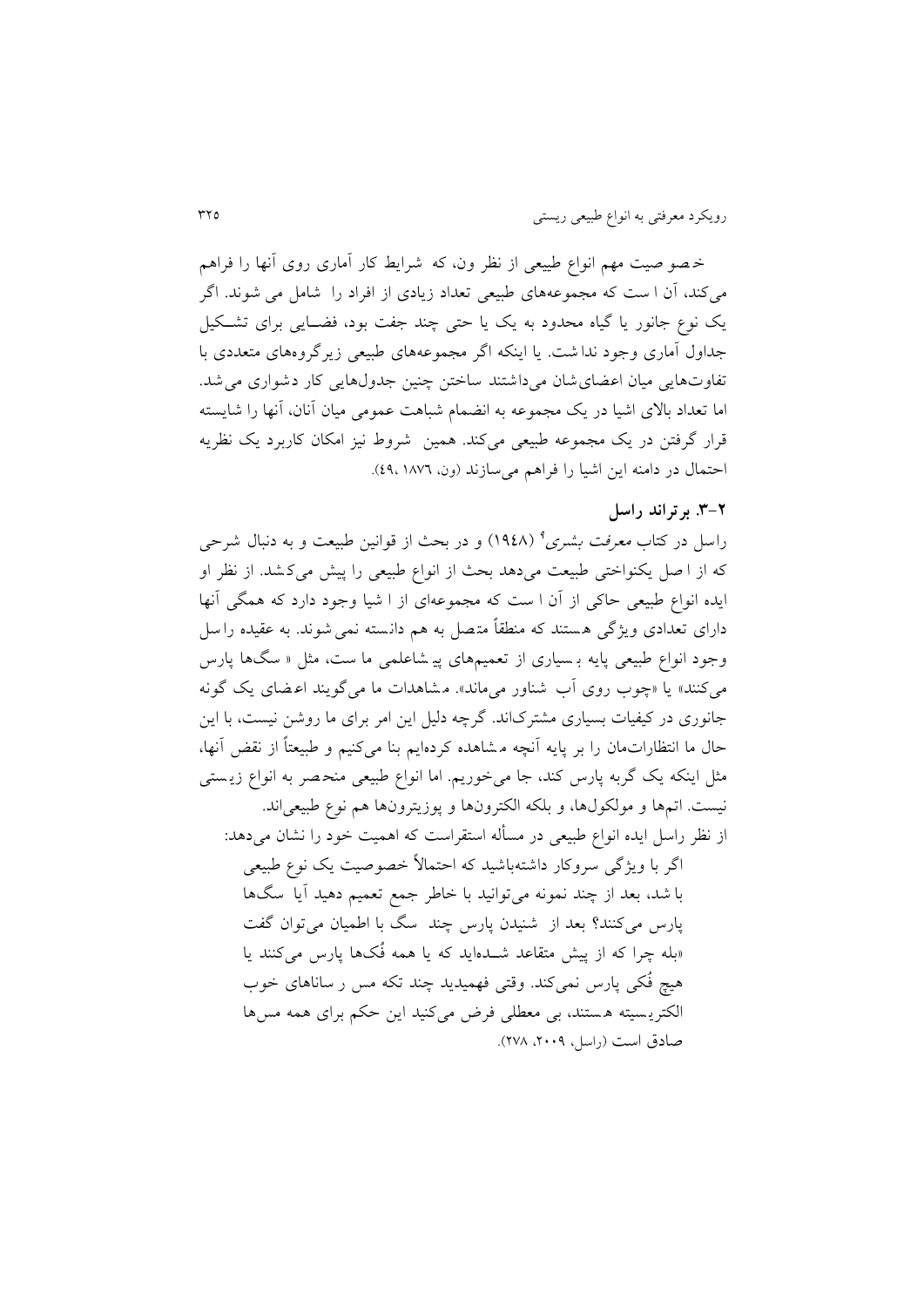خصوصیت مهم انواع طبیعی از نظر ون، که شرایط کار آماری روی آنها را فراهم می‌کند، آن است که مجموعه‌های طبیعی تعداد زیادی از افراد را شامل می‌شوند. اگر یک نوع جانور یا گیاه محدود به یک یا حتی چند جفت بود، فضایی برای تشکیل جداول آماری وجود نداشت. یا اینکه اگر مجموعه‌های طبیعی زیرگروه‌های متعددی با تفاوت‌هایی میان اعضای‌شان می‌داشتند ساختن چنین جدول‌هایی کار دشواری می‌شد. اما تعداد بالای اشیا در یک مجموعه به انضمام شباهت عمومی میان آنان، آنها را شایسته قرار گرفتن در یک مجموعه طبیعی می‌کند. همین شروط نیز امکان کاربرد یک نظریه احتمال در دامنه این اشیا را فراهم می‌سازند (ون، ۱۸۷۶، ٤٩).

### ۲-۳. برتراند راسل

راسل در کتاب *معرفت بشری*[4] (۱۹٤۸) و در بحث از قوانین طبیعت و به دنبال شرحی که از اصل یکنواختی طبیعت می‌دهد بحث از انواع طبیعی را پیش می‌کشد. از نظر او ایده انواع طبیعی حاکی از آن است که مجموعه‌ای از اشیا وجود دارد که همگی آنها دارای تعدادی ویژگی هستند که منطقاً متصل به هم دانسته نمی‌شوند. به عقیده راسل وجود انواع طبیعی پایه بسیاری از تعمیم‌های پیشاعلمی ماست، مثل «سگ‌ها پارس می‌کنند» یا «چوب روی آب شناور می‌ماند». مشاهدات ما می‌گویند اعضای یک گونه جانوری در کیفیات بسیاری مشترک‌اند. گرچه دلیل این امر برای ما روشن نیست، با این حال ما انتظارات‌مان را بر پایه آنچه مشاهده کرده‌ایم بنا می‌کنیم و طبیعتاً از نقض آنها، مثل اینکه یک گربه پارس کند، جا می‌خوریم. اما انواع طبیعی منحصر به انواع زیستی نیست. اتم‌ها و مولکول‌ها، و بلکه الکترون‌ها و پوزیترون‌ها هم نوع طبیعی‌اند.

از نظر راسل ایده انواع طبیعی در مسأله استقراست که اهمیت خود را نشان می‌دهد:

> اگر با ویژگی سروکار داشته‌باشید که احتمالاً خصوصیت یک نوع طبیعی باشد، بعد از چند نمونه می‌توانید با خاطر جمع تعمیم دهید آیا سگ‌ها پارس می‌کنند؟ بعد از شنیدن پارس چند سگ با اطمیان می‌توان گفت «بله چرا که از پیش متقاعد شده‌اید که یا همه فُک‌ها پارس می‌کنند یا هیچ فُکی پارس نمی‌کند. وقتی فهمیدید چند تکه مس رساناهای خوب الکتریسیته هستند، بی معطلی فرض می‌کنید این حکم برای همه مس‌ها صادق است (راسل، ۲۰۰۹، ۲۷۸).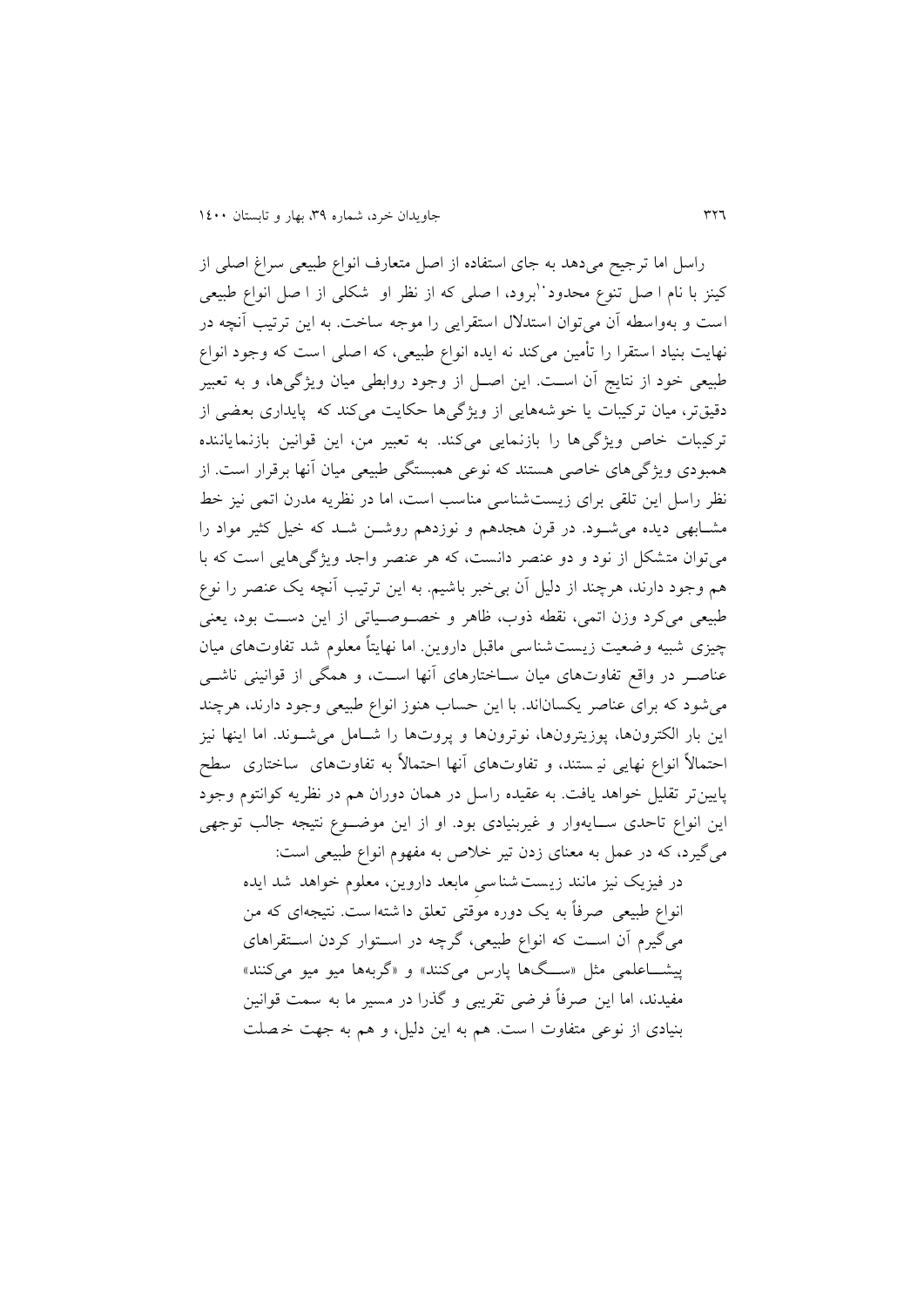راسل اما ترجیح می‌دهد به جای استفاده از اصل متعارف انواع طبیعی سراغ اصلی از کینز با نام اصل تنوع محدود[10] برود، اصلی که از نظر او شکلی از اصل انواع طبیعی است و به‌واسطه آن می‌توان استدلال استقرایی را موجه ساخت. به این ترتیب آنچه در نهایت بنیاد استقرا را تأمین می‌کند نه ایده انواع طبیعی، که اصلی است که وجود انواع طبیعی خود از نتایج آن اســت. این اصــل از وجود روابطی میان ویژگی‌ها، و به تعبیر دقیق‌تر، میان ترکیبات یا خوشه‌هایی از ویژگی‌ها حکایت می‌کند که پایداری بعضی از ترکیبات خاص ویژگی‌ها را بازنمایی می‌کند. به تعبیر من، این قوانین بازنمایاننده همبودی ویژگی‌های خاصی هستند که نوعی همبستگی طبیعی میان آنها برقرار است. از نظر راسل این تلقی برای زیست‌شناسی مناسب است، اما در نظریه مدرن اتمی نیز خط مشـابهی دیده می‌شـود. در قرن هجدهم و نوزدهم روشــن شـد که خیل کثیر مواد را می‌توان متشکل از نود و دو عنصر دانست، که هر عنصر واجد ویژگی‌هایی است که با هم وجود دارند، هرچند از دلیل آن بی‌خبر باشیم. به این ترتیب آنچه یک عنصر را نوع طبیعی می‌کرد وزن اتمی، نقطه ذوب، ظاهر و خصــوصــیاتی از این دســت بود، یعنی چیزی شبیه وضعیت زیست‌شناسی ماقبل داروین. اما نهایتاً معلوم شد تفاوت‌های میان عناصــر در واقع تفاوت‌های میان ســاختارهای آنها اســت، و همگی از قوانینی ناشــی می‌شود که برای عناصر یکسان‌اند. با این حساب هنوز انواع طبیعی وجود دارند، هرچند این بار الکترون‌ها، پوزیترون‌ها، نوترون‌ها و پروت‌ها را شــامل می‌شــوند. اما اینها نیز احتمالاً انواع نهایی نیستند، و تفاوت‌های آنها احتمالاً به تفاوت‌های ساختاری سطح پایین‌تر تقلیل خواهد یافت. به عقیده راسل در همان دوران هم در نظریه کوانتوم وجود این انواع تاحدی ســایه‌وار و غیربنیادی بود. او از این موضــوع نتیجه جالب توجهی می‌گیرد، که در عمل به معنای زدن تیر خلاص به مفهوم انواع طبیعی است:

> در فیزیک نیز مانند زیست‌شناسیِ مابعد داروین، معلوم خواهد شد ایده انواع طبیعی صرفاً به یک دوره موقتی تعلق داشته‌است. نتیجه‌ای که من می‌گیرم آن اســت که انواع طبیعی، گرچه در اســتوار کردن اســتقراهای پیشــاعلمی مثل «ســگ‌ها پارس می‌کنند» و «گربه‌ها میو میو می‌کنند» مفیدند، اما این صرفاً فرضی تقریبی و گذرا در مسیر ما به سمت قوانین بنیادی از نوعی متفاوت است. هم به این دلیل، و هم به جهت خصلت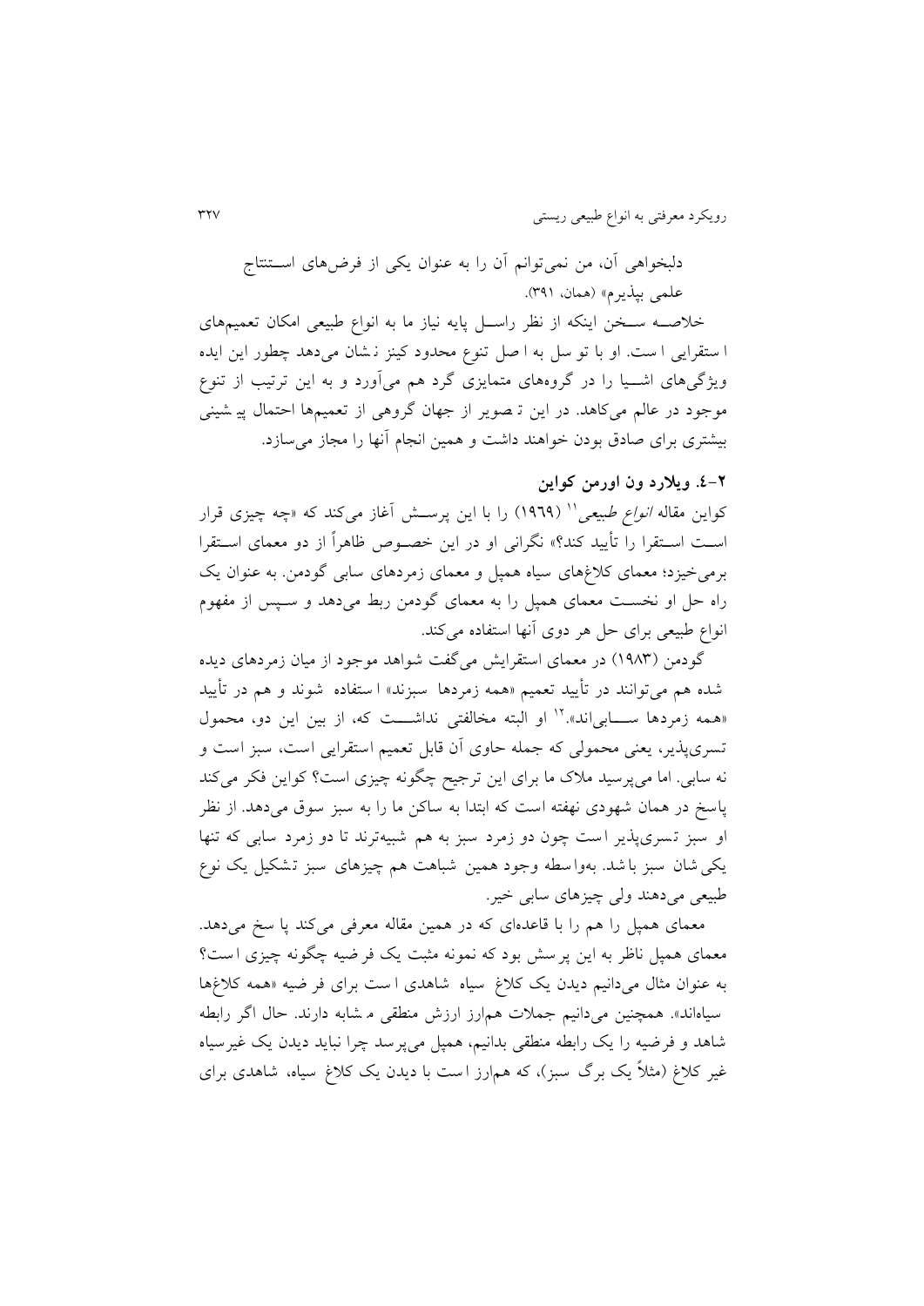دلبخواهی آن، من نمی‌توانم آن را به عنوان یکی از فرض‌های استنتاج علمی بپذیرم» (همان، ۳۹۱).

خلاصه سخن اینکه از نظر راسل پایه نیاز ما به انواع طبیعی امکان تعمیم‌های استقرایی است. او با توسل به اصل تنوع محدود کینز نشان می‌دهد چطور این ایده ویژگی‌های اشیا را در گروه‌های متمایزی گرد هم می‌آورد و به این ترتیب از تنوع موجود در عالم می‌کاهد. در این تصویر از جهان گروهی از تعمیم‌ها احتمال پیشینی بیشتری برای صادق بودن خواهند داشت و همین انجام آنها را مجاز می‌سازد.

### ۲-۴. ویلارد ون اورمن کواین

کواین مقاله *انواع طبیعی*[11] (۱۹۶۹) را با این پرسش آغاز می‌کند که «چه چیزی قرار است استقرا را تأیید کند؟» نگرانی او در این خصوص ظاهراً از دو معمای استقرا برمی‌خیزد؛ معمای کلاغ‌های سیاه همپل و معمای زمردهای سابی گودمن. به عنوان یک راه حل او نخست معمای همپل را به معمای گودمن ربط می‌دهد و سپس از مفهوم انواع طبیعی برای حل هر دوی آنها استفاده می‌کند.

گودمن (۱۹۸۳) در معمای استقرایش می‌گفت شواهد موجود از میان زمردهای دیده شده هم می‌توانند در تأیید تعمیم «همه زمردها سبزند» استفاده شوند و هم در تأیید «همه زمردها سابی‌اند».[12] او البته مخالفتی نداشت که، از بین این دو، محمول تسری‌پذیر، یعنی محمولی که جمله حاوی آن قابل تعمیم استقرایی است، سبز است و نه سابی. اما می‌پرسید ملاک ما برای این ترجیح چگونه چیزی است؟ کواین فکر می‌کند پاسخ در همان شهودی نهفته است که ابتدا به ساکن ما را به سبز سوق می‌دهد. از نظر او سبز تسری‌پذیر است چون دو زمرد سبز به هم شبیه‌ترند تا دو زمرد سابی که تنها یکی‌شان سبز باشد. به‌واسطه وجود همین شباهت هم چیزهای سبز تشکیل یک نوع طبیعی می‌دهند ولی چیزهای سابی خیر.

معمای همپل را هم را با قاعده‌ای که در همین مقاله معرفی می‌کند پاسخ می‌دهد. معمای همپل ناظر به این پرسش بود که نمونه مثبت یک فرضیه چگونه چیزی است؟ به عنوان مثال می‌دانیم دیدن یک کلاغ سیاه شاهدی است برای فرضیه «همه کلاغ‌ها سیاه‌اند». همچنین می‌دانیم جملات هم‌ارز ارزش منطقی مشابه دارند. حال اگر رابطه شاهد و فرضیه را یک رابطه منطقی بدانیم، همپل می‌پرسد چرا نباید دیدن یک غیرسیاه غیر کلاغ (مثلاً یک برگ سبز)، که هم‌ارز است با دیدن یک کلاغ سیاه، شاهدی برای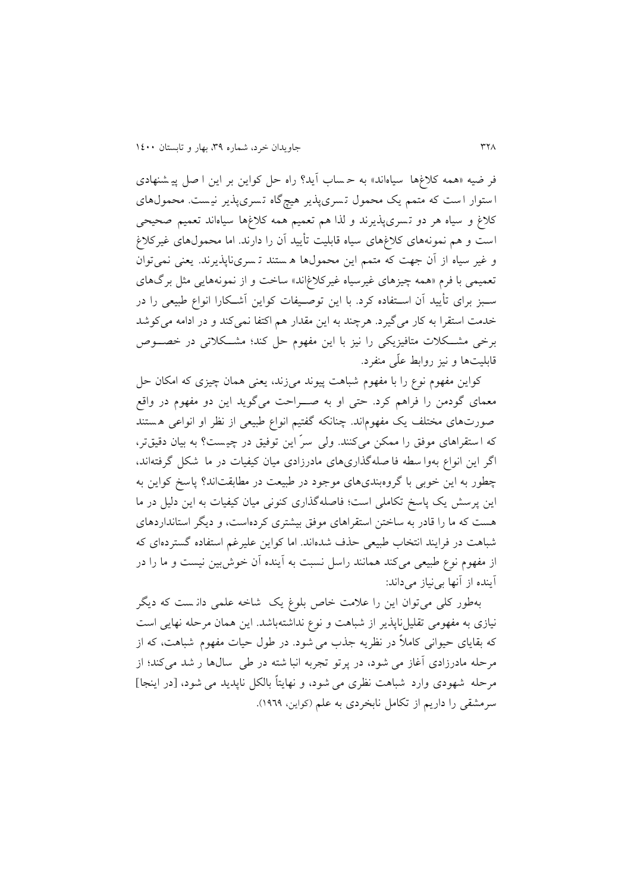فرضیه «همه کلاغ‌ها سیاه‌اند» به حساب آید؟ راه حل کواین بر این اصل پیشنهادی استوار است که متمم یک محمول تسری‌پذیر هیچ‌گاه تسری‌پذیر نیست. محمول‌های کلاغ و سیاه هر دو تسری‌پذیرند و لذا هم تعمیم همه کلاغ‌ها سیاه‌اند تعمیم صحیحی است و هم نمونه‌های کلاغ‌های سیاه قابلیت تأیید آن را دارند. اما محمول‌های غیرکلاغ و غیر سیاه از آن جهت که متمم این محمول‌ها هستند تسری‌ناپذیرند. یعنی نمی‌توان تعمیمی با فرم «همه چیزهای غیرسیاه غیرکلاغ‌اند» ساخت و از نمونه‌هایی مثل برگ‌های سبز برای تأیید آن استفاده کرد. با این توصیفات کواین آشکارا انواع طبیعی را در خدمت استقرا به کار می‌گیرد. هرچند به این مقدار هم اکتفا نمی‌کند و در ادامه می‌کوشد برخی مشکلات متافیزیکی را نیز با این مفهوم حل کند؛ مشکلاتی در خصوص قابلیت‌ها و نیز روابط علّی منفرد.

کواین مفهوم نوع را با مفهوم شباهت پیوند می‌زند، یعنی همان چیزی که امکان حل معمای گودمن را فراهم کرد. حتی او به صراحت می‌گوید این دو مفهوم در واقع صورت‌های مختلف یک مفهوم‌اند. چنانکه گفتیم انواع طبیعی از نظر او انواعی هستند که استقراهای موفق را ممکن می‌کنند. ولی سرّ این توفیق در چیست؟ به بیان دقیق‌تر، اگر این انواع به‌واسطه فاصله‌گذاری‌های مادرزادی میان کیفیات در ما شکل گرفته‌اند، چطور به این خوبی با گروه‌بندی‌های موجود در طبیعت در مطابقت‌اند؟ پاسخ کواین به این پرسش یک پاسخ تکاملی است؛ فاصله‌گذاری کنونی میان کیفیات به این دلیل در ما هست که ما را قادر به ساختن استقراهای موفق بیشتری کرده‌است، و دیگر استانداردهای شباهت در فرایند انتخاب طبیعی حذف شده‌اند. اما کواین علیرغم استفاده گسترده‌ای که از مفهوم نوع طبیعی می‌کند همانند راسل نسبت به آینده آن خوش‌بین نیست و ما را در آینده از آنها بی‌نیاز می‌داند:

به‌طور کلی می‌توان این را علامت خاص بلوغ یک شاخه علمی دانست که دیگر نیازی به مفهومی تقلیل‌ناپذیر از شباهت و نوع نداشته‌باشد. این همان مرحله نهایی است که بقایای حیوانی کاملاً در نظریه جذب می‌شود. در طول حیات مفهوم شباهت، که از مرحله مادرزادی آغاز می‌شود، در پرتو تجربه انباشته در طی سال‌ها رشد می‌کند؛ از مرحله شهودی وارد شباهت نظری می‌شود، و نهایتاً بالکل ناپدید می‌شود، [در اینجا] سرمشقی را داریم از تکامل نابخردی به علم (کواین، ۱۹۶۹).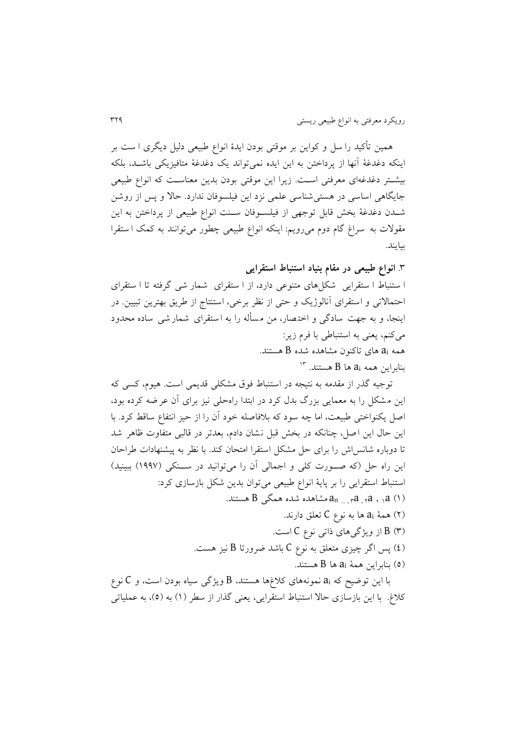همین تأکید راسل و کواین بر موقتی بودن ایدهٔ انواع طبیعی دلیل دیگری است بر اینکه دغدغهٔ آنها از پرداختن به این ایده نمی‌تواند یک دغدغهٔ متافیزیکی باشد، بلکه بیشتر دغدغه‌ای معرفتی است. زیرا این موقتی بودن بدین معناست که انواع طبیعی جایگاهی اساسی در هستی‌شناسی علمی نزد این فیلسوفان ندارد. حالا و پس از روشن شدن دغدغهٔ بخش قابل توجهی از فیلسوفان سنت انواع طبیعی از پرداختن به این مقولات به سراغ گام دوم می‌رویم: اینکه انواع طبیعی چطور می‌توانند به کمک استقرا بیایند.

## ۳. انواع طبیعی در مقام بنیاد استنباط استقرایی

استنباط استقرایی شکل‌های متنوعی دارد، از استقرای شمار شی گرفته تا استقرای احتمالاتی و استقرای آنالوژیک و حتی از نظر برخی، استنتاج از طریق بهترین تبیین. در اینجا، و به جهت سادگی و اختصار، من مسأله را به استقرای شمارشی ساده محدود می‌کنم، یعنی به استنباطی با فرم زیر:

همه $a_i$ های تاکنون مشاهده شده $B$ هستند.

بنابراین همه $a_i$ ها $B$ هستند. [۱۳]

توجیه گذر از مقدمه به نتیجه در استنباط فوق مشکلی قدیمی است. هیوم، کسی که این مشکل را به معمایی بزرگ بدل کرد در ابتدا راه‌حلی نیز برای آن عرضه کرده بود، اصل یکنواختی طبیعت، اما چه سود که بلافاصله خود آن را از حیز انتفاع ساقط کرد. با این حال این اصل، چنانکه در بخش قبل نشان دادم، بعدتر در قالبی متفاوت ظاهر شد تا دوباره شانس‌اش را برای حل مشکل استقرا امتحان کند. با نظر به پیشنهادات طراحان این راه حل (که صورت کلی و اجمالی آن را می‌توانید در سنکی (۱۹۹۷) ببینید) استنباط استقرایی را بر پایهٔ انواع طبیعی می‌توان بدین شکل بازسازی کرد:

(۱) $a_1$، $a_2$، $a_3$، ...، $a_n$ مشاهده شده همگی $B$ هستند.

(۲) همهٔ $a_i$ ها به نوع $C$ تعلق دارند.

(۳) $B$ از ویژگی‌های ذاتی نوع $C$ است.

(٤) پس اگر چیزی متعلق به نوع $C$ باشد ضرورتا $B$ نیز هست.

(۵) بنابراین همهٔ $a_i$ ها $B$ هستند.

با این توضیح که $a_i$ نمونه‌های کلاغ‌ها هستند، $B$ ویژگی سیاه بودن است، و $C$ نوع کلاغ. با این بازسازی حالا استنباط استقرایی، یعنی گذار از سطر (۱) به (۵)، به عملیاتی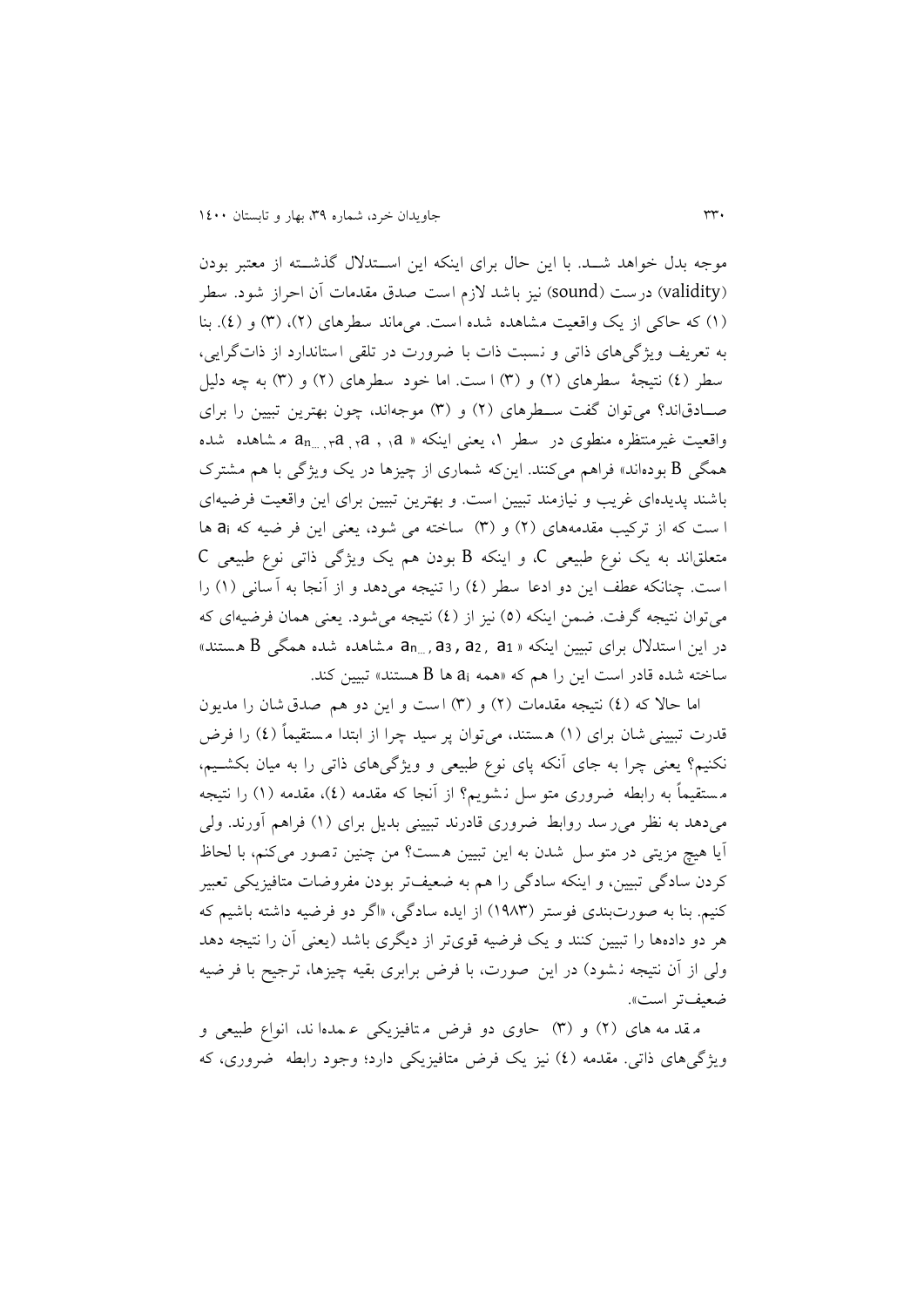موجه بدل خواهد شــد. با این حال برای اینکه این اســتدلال گذشــته از معتبر بودن (validity) درست (sound) نیز باشد لازم است صدق مقدمات آن احراز شود. سطر (۱) که حاکی از یک واقعیت مشاهده شده است. می‌ماند سطرهای (۲)، (۳) و (٤). بنا به تعریف ویژگی‌های ذاتی و نسبت ذات با ضرورت در تلقی استاندارد از ذات‌گرایی، سطر (٤) نتیجهٔ سطرهای (۲) و (۳) است. اما خود سطرهای (۲) و (۳) به چه دلیل صــادق‌اند؟ می‌توان گفت ســطرهای (۲) و (۳) موجه‌اند، چون بهترین تبیین را برای واقعیت غیرمنتظره منطوی در سطر ۱، یعنی اینکه « $a_1$، $a_2$، $a_3$ ... $a_n$ مشاهده شده همگی B بوده‌اند» فراهم می‌کنند. این‌که شماری از چیزها در یک ویژگی با هم مشترک باشند پدیده‌ای غریب و نیازمند تبیین است. و بهترین تبیین برای این واقعیت فرضیه‌ای است که از ترکیب مقدمه‌های (۲) و (۳) ساخته می شود، یعنی این فرضیه که $a_i$ ها متعلق‌اند به یک نوع طبیعی C، و اینکه B بودن هم یک ویژگی ذاتی نوع طبیعی C است. چنانکه عطف این دو ادعا سطر (٤) را نتیجه می‌دهد و از آنجا به آسانی (۱) را می‌توان نتیجه گرفت. ضمن اینکه (٥) نیز از (٤) نتیجه می‌شود. یعنی همان فرضیه‌ای که در این استدلال برای تبیین اینکه « $a_1$, $a_2$, $a_3$ ... $a_n$ مشاهده شده همگی B هستند» ساخته شده قادر است این را هم که «همه $a_i$ ها B هستند» تبیین کند.

اما حالا که (٤) نتیجه مقدمات (۲) و (۳) است و این دو هم صدق‌شان را مدیون قدرت تبیینی‌شان برای (۱) هستند، می‌توان پرسید چرا از ابتدا مستقیماً (٤) را فرض نکنیم؟ یعنی چرا به جای آنکه پای نوع طبیعی و ویژگی‌های ذاتی را به میان بکشــیم، مستقیماً به رابطه ضروری متوسل نشویم؟ از آنجا که مقدمه (٤)، مقدمه (۱) را نتیجه می‌دهد به نظر می‌رسد روابط ضروری قادرند تبیینی بدیل برای (۱) فراهم آورند. ولی آیا هیچ مزیتی در متوسل شدن به این تبیین هست؟ من چنین تصور می‌کنم، با لحاظ کردن سادگی تبیین، و اینکه سادگی را هم به ضعیف‌تر بودن مفروضات متافیزیکی تعبیر کنیم. بنا به صورت‌بندی فوستر (۱۹۸۳) از ایده سادگی، «اگر دو فرضیه داشته باشیم که هر دو داده‌ها را تبیین کنند و یک فرضیه قوی‌تر از دیگری باشد (یعنی آن را نتیجه دهد ولی از آن نتیجه نشود) در این صورت، با فرض برابری بقیه چیزها، ترجیح با فرضیه ضعیف‌تر است».

مقدمه های (۲) و (۳) حاوی دو فرض متافیزیکی عمده‌اند، انواع طبیعی و ویژگی‌های ذاتی. مقدمه (٤) نیز یک فرض متافیزیکی دارد؛ وجود رابطه ضروری، که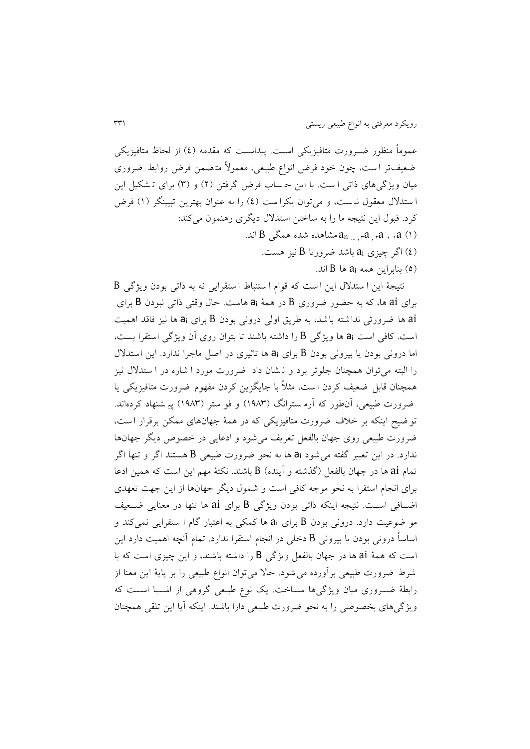عموماً منظور ضــرورت متافیزیکی اســت. پیداســت که مقدمه (٤) از لحاظ متافیزیکی ضعیف‌تر است، چون خود فرض انواع طبیعی، معمولاً متضمن فرض روابط ضروری میان ویژگی‌های ذاتی است. با این حساب فرض گرفتن (٢) و (٣) برای تشکیل این استدلال معقول نیست، و می‌توان یکراست (٤) را به عنوان بهترین تبیینگر (١) فرض کرد. قبول این نتیجه ما را به ساختن استدلال دیگری رهنمون می‌کند:

(١) $a_1$ ، $a_2$ ، $a_3$ ... $a_n$ مشاهده شده همگی B اند.

(٤) اگر چیزی $a_i$ باشد ضرورتا B نیز هست.

(٥) بنابراین همه $a_i$ ها B اند.

نتیجهٔ این استدلال این است که قوام استنباط استقرایی نه به ذاتی بودن ویژگی B برای $a_i$ ها، که به حضور ضروری B در همهٔ $a_i$ هاست. حال وقتی ذاتی نبودن B برای $a_i$ ها ضررتی نداشته باشد، به طریق اولی درونی بودن B برای $a_i$ ها نیز فاقد اهمیت است. کافی است $a_i$ ها ویژگی B را داشته باشند تا بتوان روی آن ویژگی استقرا بست، اما درونی بودن یا بیرونی بودن B برای $a_i$ ها تاثیری در اصل ماجرا ندارد. این استدلال را البته می‌توان همچنان جلوتر برد و نشان داد ضرورت مورد اشاره در استدلال نیز همچنان قابل ضعیف کردن است، مثلاً با جایگزین کردن مفهوم ضرورت متافیزیکی یا ضرورت طبیعی، آنطور که آرمسترانگ (١٩٨٣) و فوستر (١٩٨٣) پیشنهاد کرده‌اند. توضیح اینکه بر خلاف ضرورت متافیزیکی که در همهٔ جهان‌های ممکن برقرار است، ضرورت طبیعی روی جهان بالفعل تعریف می‌شود و ادعایی در خصوص دیگر جهان‌ها ندارد. در این تعبیر گفته می‌شود $a_i$ ها به نحو ضرورت طبیعی B هستند اگر و تنها اگر تمام $a_i$ ها در جهان بالفعل (گذشته و آینده) B باشند. نکتهٔ مهم این است که همین ادعا برای انجام استقرا به نحو موجه کافی است و شمول دیگر جهان‌ها از این جهت تعهدی اضــافی اســت. نتیجه اینکه ذاتی بودن ویژگی B برای $a_i$ ها تنها در معنایی ضــعیف موضوعیت دارد. درونی بودن B برای $a_i$ ها کمکی به اعتبار گام استقرایی نمی‌کند و اساساً درونی بودن یا بیرونی B دخلی در انجام استقرا ندارد. تمام آنچه اهمیت دارد این است که همهٔ $a_i$ ها در جهان بالفعل ویژگی B را داشته باشند، و این چیزی است که با شرط ضرورت طبیعی برآورده می‌شود. حالا می‌توان انواع طبیعی را بر پایهٔ این معنا از رابطهٔ ضــروری میان ویژگی‌ها ســاخت. یک نوع طبیعی گروهی از اشــیا اســت که ویژگی‌های بخصوصی را به نحو ضرورت طبیعی دارا باشند. اینکه آیا این تلقی همچنان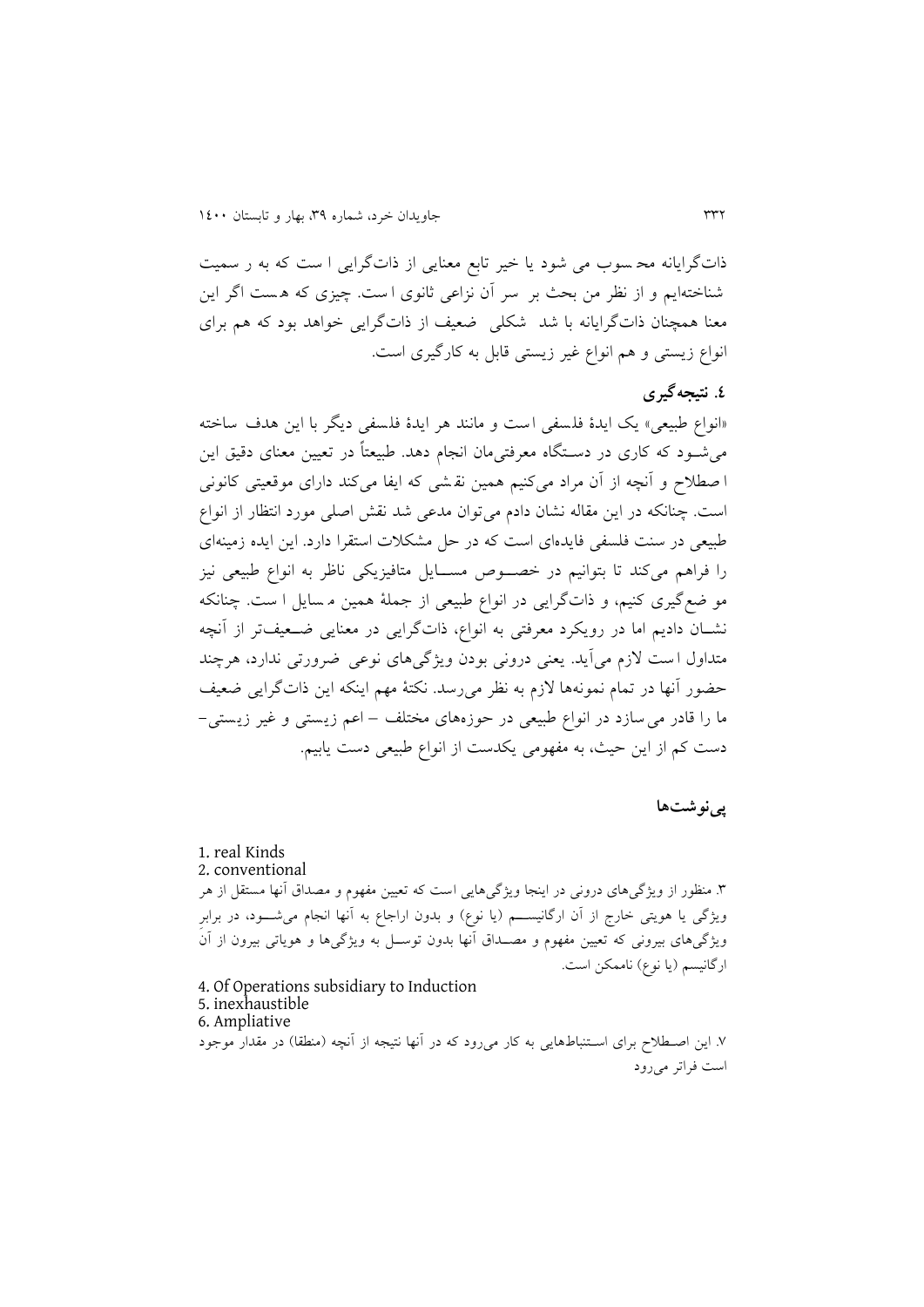ذات‌گرایانه محسوب می شود یا خیر تابع معنایی از ذات‌گرایی است که به رسمیت شناخته‌ایم و از نظر من بحث بر سر آن نزاعی ثانوی است. چیزی که هست اگر این معنا همچنان ذات‌گرایانه باشد شکلی ضعیف از ذات‌گرایی خواهد بود که هم برای انواع زیستی و هم انواع غیر زیستی قابل به کارگیری است.

## ٤. نتیجه‌گیری

«انواع طبیعی» یک ایدهٔ فلسفی است و مانند هر ایدهٔ فلسفی دیگر با این هدف ساخته می‌شود که کاری در دستگاه معرفتی‌مان انجام دهد. طبیعتاً در تعیین معنای دقیق این اصطلاح و آنچه از آن مراد می‌کنیم همین نقشی که ایفا می‌کند دارای موقعیتی کانونی است. چنانکه در این مقاله نشان دادم می‌توان مدعی شد نقش اصلی مورد انتظار از انواع طبیعی در سنت فلسفی فایده‌ای است که در حل مشکلات استقرا دارد. این ایده زمینه‌ای را فراهم می‌کند تا بتوانیم در خصوص مسایل متافیزیکی ناظر به انواع طبیعی نیز موضع‌گیری کنیم، و ذات‌گرایی در انواع طبیعی از جملهٔ همین مسایل است. چنانکه نشان دادیم اما در رویکرد معرفتی به انواع، ذات‌گرایی در معنایی ضعیف‌تر از آنچه متداول است لازم می‌آید. یعنی درونی بودن ویژگی‌های نوعی ضرورتی ندارد، هرچند حضور آنها در تمام نمونه‌ها لازم به نظر می‌رسد. نکتهٔ مهم اینکه این ذات‌گرایی ضعیف ما را قادر می سازد در انواع طبیعی در حوزه‌های مختلف – اعم زیستی و غیر زیستی– دست کم از این حیث، به مفهومی یکدست از انواع طبیعی دست یابیم.

### پی‌نوشت‌ها

1. real Kinds
2. conventional

۳. منظور از ویژگی‌های درونی در اینجا ویژگی‌هایی است که تعیین مفهوم و مصداق آنها مستقل از هر ویژگی یا هویتی خارج از آن ارگانیسم (یا نوع) و بدون ارجاع به آنها انجام می‌شود، در برابرِ ویژگی‌های بیرونی که تعیین مفهوم و مصداق آنها بدون توسل به ویژگی‌ها و هویاتی بیرون از آن ارگانیسم (یا نوع) ناممکن است.

4. Of Operations subsidiary to Induction
5. inexhaustible
6. Ampliative

۷. این اصطلاح برای استنباط‌هایی به کار می‌رود که در آنها نتیجه از آنچه (منطقا) در مقدار موجود است فراتر می‌رود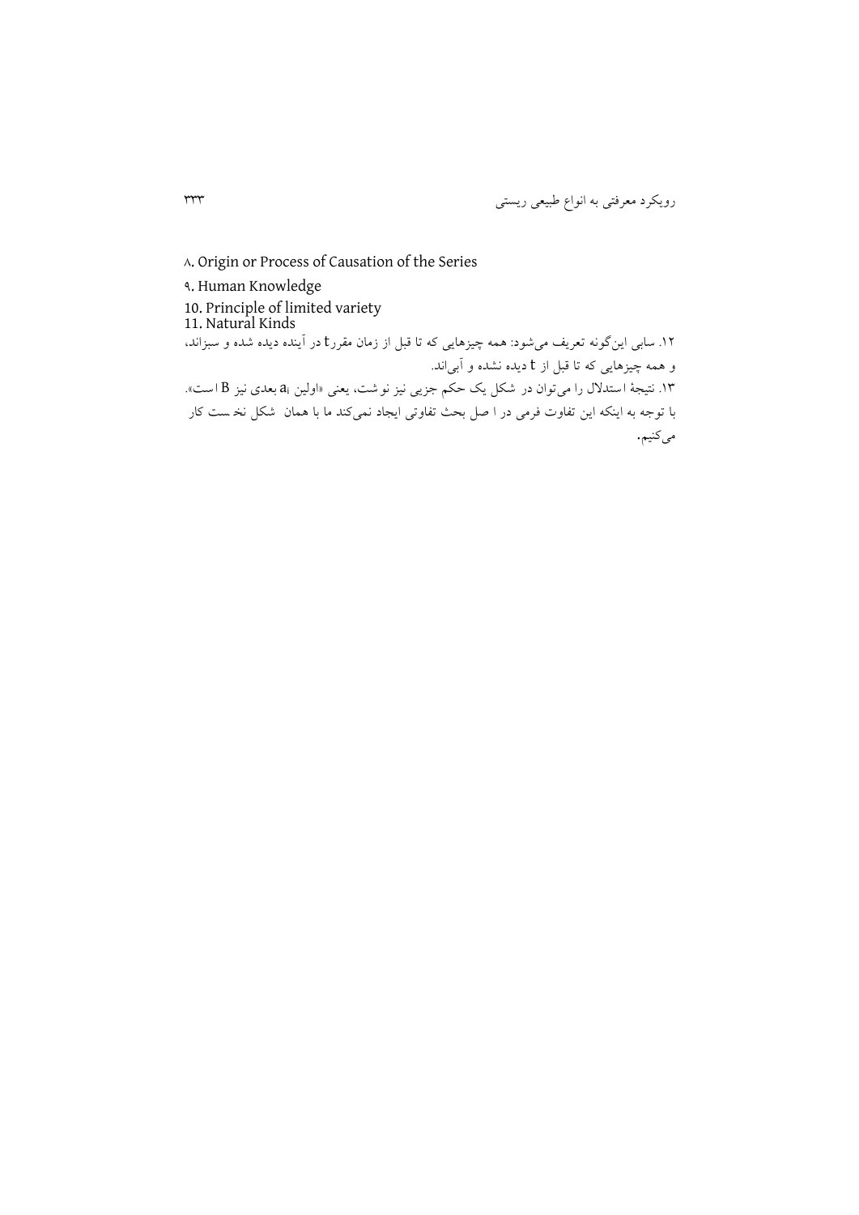۸. Origin or Process of Causation of the Series

۹. Human Knowledge

10. Principle of limited variety

11. Natural Kinds

۱۲. سابی این‌گونه تعریف می‌شود: همه چیزهایی که تا قبل از زمان مقرر t در آینده دیده شده و سبزاند، و همه چیزهایی که تا قبل از t دیده نشده و آبی‌اند.

۱۳. نتیجهٔ استدلال را می‌توان در شکل یک حکم جزیی نیز نوشت، یعنی «اولین $a_i$ بعدی نیز B است». با توجه به اینکه این تفاوت فرمی در اصل بحث تفاوتی ایجاد نمی‌کند ما با همان شکل نخست کار می‌کنیم.